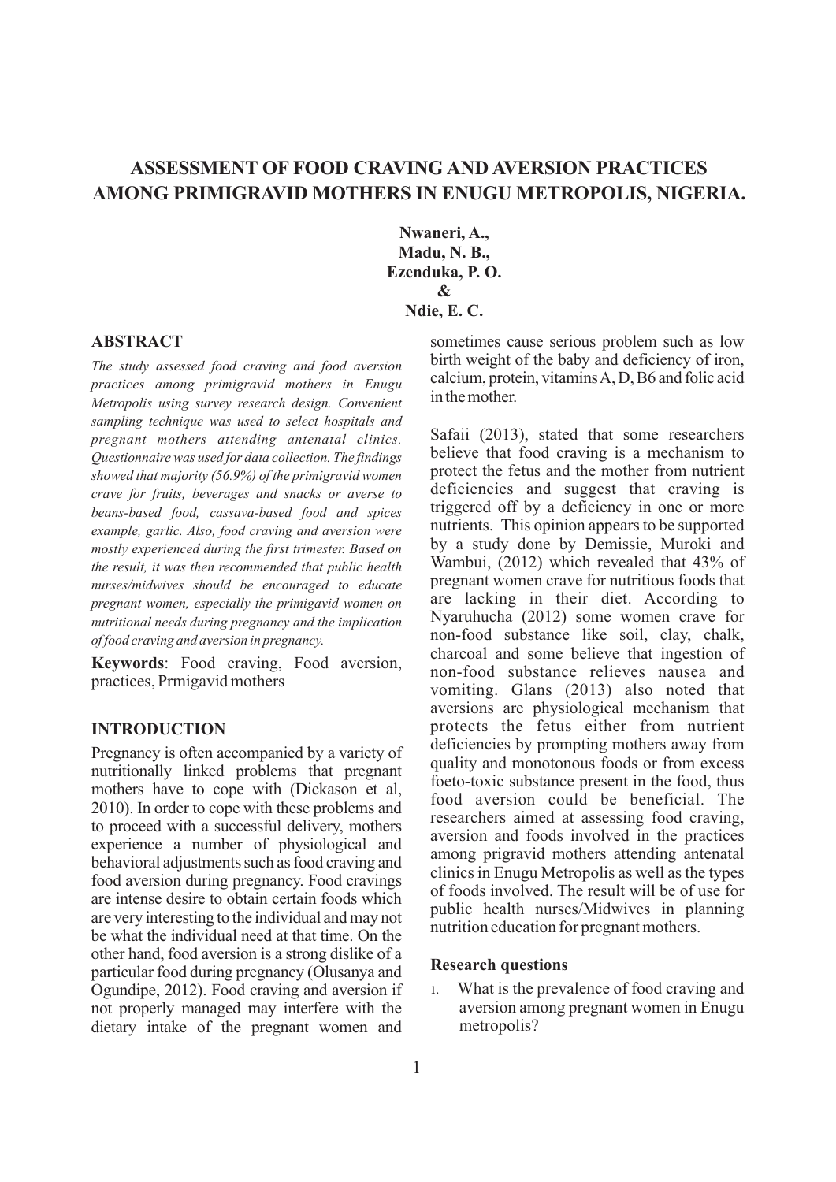# ASSESSMENT OF FOOD CRAVING AND AVERSION PRACTICES AMONG PRIMIGRAVID MOTHERS IN ENUGU METROPOLIS, NIGERIA.

**Nwaneri, A.,**
**Madu, N. B.,**
**Ezenduka, P. O.**
**&**
**Ndie, E. C.**

## ABSTRACT

*The study assessed food craving and food aversion practices among primigravid mothers in Enugu Metropolis using survey research design. Convenient sampling technique was used to select hospitals and pregnant mothers attending antenatal clinics. Questionnaire was used for data collection. The findings showed that majority (56.9%) of the primigravid women crave for fruits, beverages and snacks or averse to beans-based food, cassava-based food and spices example, garlic. Also, food craving and aversion were mostly experienced during the first trimester. Based on the result, it was then recommended that public health nurses/midwives should be encouraged to educate pregnant women, especially the primigavid women on nutritional needs during pregnancy and the implication of food craving and aversion in pregnancy.*

**Keywords**: Food craving, Food aversion, practices, Prmigavid mothers

## INTRODUCTION

Pregnancy is often accompanied by a variety of nutritionally linked problems that pregnant mothers have to cope with (Dickason et al, 2010). In order to cope with these problems and to proceed with a successful delivery, mothers experience a number of physiological and behavioral adjustments such as food craving and food aversion during pregnancy. Food cravings are intense desire to obtain certain foods which are very interesting to the individual and may not be what the individual need at that time. On the other hand, food aversion is a strong dislike of a particular food during pregnancy (Olusanya and Ogundipe, 2012). Food craving and aversion if not properly managed may interfere with the dietary intake of the pregnant women and sometimes cause serious problem such as low birth weight of the baby and deficiency of iron, calcium, protein, vitamins A, D, B6 and folic acid in the mother.

Safaii (2013), stated that some researchers believe that food craving is a mechanism to protect the fetus and the mother from nutrient deficiencies and suggest that craving is triggered off by a deficiency in one or more nutrients. This opinion appears to be supported by a study done by Demissie, Muroki and Wambui, (2012) which revealed that 43% of pregnant women crave for nutritious foods that are lacking in their diet. According to Nyaruhucha (2012) some women crave for non-food substance like soil, clay, chalk, charcoal and some believe that ingestion of non-food substance relieves nausea and vomiting. Glans (2013) also noted that aversions are physiological mechanism that protects the fetus either from nutrient deficiencies by prompting mothers away from quality and monotonous foods or from excess foeto-toxic substance present in the food, thus food aversion could be beneficial. The researchers aimed at assessing food craving, aversion and foods involved in the practices among prigravid mothers attending antenatal clinics in Enugu Metropolis as well as the types of foods involved. The result will be of use for public health nurses/Midwives in planning nutrition education for pregnant mothers.

### Research questions

1. What is the prevalence of food craving and aversion among pregnant women in Enugu metropolis?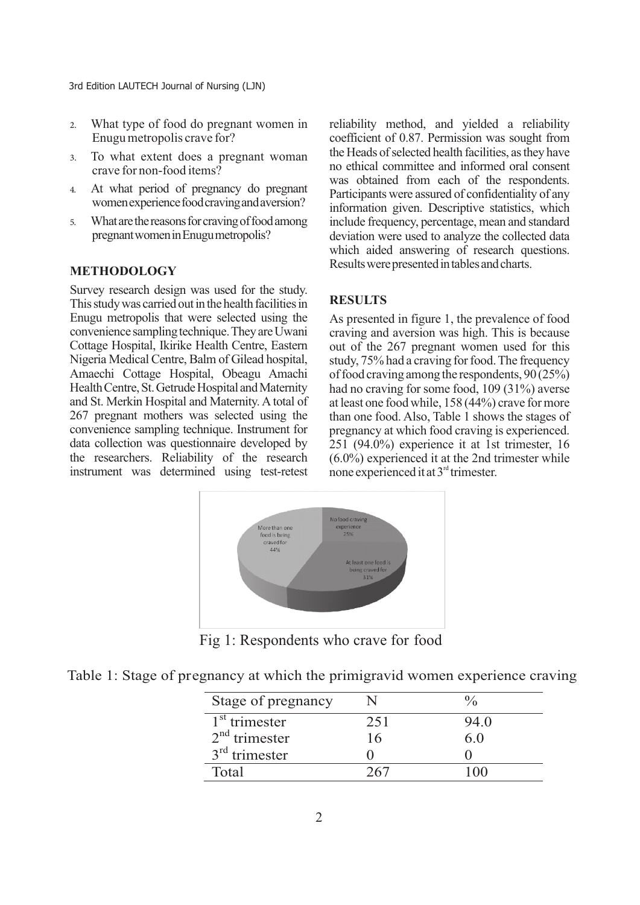2. What type of food do pregnant women in Enugu metropolis crave for?
3. To what extent does a pregnant woman crave for non-food items?
4. At what period of pregnancy do pregnant women experience food craving and aversion?
5. What are the reasons for craving of food among pregnant women in Enugu metropolis?

## METHODOLOGY

Survey research design was used for the study. This study was carried out in the health facilities in Enugu metropolis that were selected using the convenience sampling technique. They are Uwani Cottage Hospital, Ikirike Health Centre, Eastern Nigeria Medical Centre, Balm of Gilead hospital, Amaechi Cottage Hospital, Obeagu Amachi Health Centre, St. Getrude Hospital and Maternity and St. Merkin Hospital and Maternity. A total of 267 pregnant mothers was selected using the convenience sampling technique. Instrument for data collection was questionnaire developed by the researchers. Reliability of the research instrument was determined using test-retest reliability method, and yielded a reliability coefficient of 0.87. Permission was sought from the Heads of selected health facilities, as they have no ethical committee and informed oral consent was obtained from each of the respondents. Participants were assured of confidentiality of any information given. Descriptive statistics, which include frequency, percentage, mean and standard deviation were used to analyze the collected data which aided answering of research questions. Results were presented in tables and charts.

## RESULTS

As presented in figure 1, the prevalence of food craving and aversion was high. This is because out of the 267 pregnant women used for this study, 75% had a craving for food. The frequency of food craving among the respondents, 90 (25%) had no craving for some food, 109 (31%) averse at least one food while, 158 (44%) crave for more than one food. Also, Table 1 shows the stages of pregnancy at which food craving is experienced. 251 (94.0%) experience it at 1st trimester, 16 (6.0%) experienced it at the 2nd trimester while none experienced it at 3rd trimester.

Fig 1: Respondents who crave for food

Table 1: Stage of pregnancy at which the primigravid women experience craving

| Stage of pregnancy | N | % |
|---|---|---|
| 1st trimester | 251 | 94.0 |
| 2nd trimester | 16 | 6.0 |
| 3rd trimester | 0 | 0 |
| Total | 267 | 100 |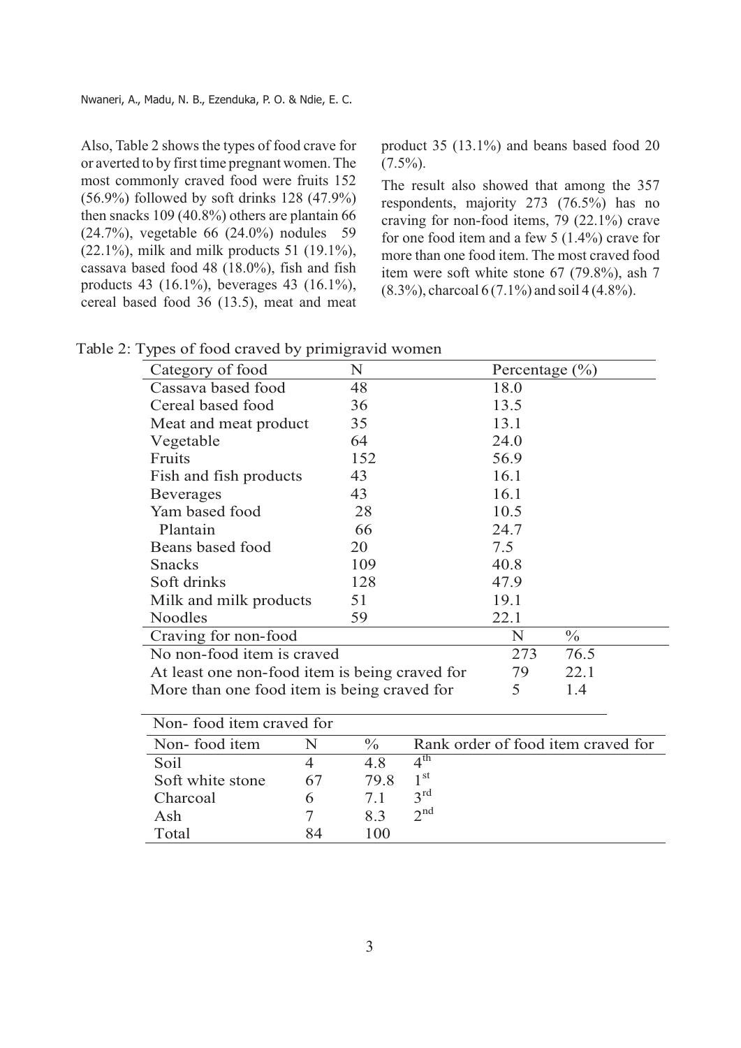Also, Table 2 shows the types of food crave for or averted to by first time pregnant women. The most commonly craved food were fruits 152 (56.9%) followed by soft drinks 128 (47.9%) then snacks 109 (40.8%) others are plantain 66 (24.7%), vegetable 66 (24.0%) nodules 59 (22.1%), milk and milk products 51 (19.1%), cassava based food 48 (18.0%), fish and fish products 43 (16.1%), beverages 43 (16.1%), cereal based food 36 (13.5), meat and meat product 35 (13.1%) and beans based food 20 (7.5%).

The result also showed that among the 357 respondents, majority 273 (76.5%) has no craving for non-food items, 79 (22.1%) crave for one food item and a few 5 (1.4%) crave for more than one food item. The most craved food item were soft white stone 67 (79.8%), ash 7 (8.3%), charcoal 6 (7.1%) and soil 4 (4.8%).

Table 2: Types of food craved by primigravid women

| Category of food | N | Percentage (%) |
|---|---|---|
| Cassava based food | 48 | 18.0 |
| Cereal based food | 36 | 13.5 |
| Meat and meat product | 35 | 13.1 |
| Vegetable | 64 | 24.0 |
| Fruits | 152 | 56.9 |
| Fish and fish products | 43 | 16.1 |
| Beverages | 43 | 16.1 |
| Yam based food | 28 | 10.5 |
| Plantain | 66 | 24.7 |
| Beans based food | 20 | 7.5 |
| Snacks | 109 | 40.8 |
| Soft drinks | 128 | 47.9 |
| Milk and milk products | 51 | 19.1 |
| Noodles | 59 | 22.1 |

| Craving for non-food | N | % |
|---|---|---|
| No non-food item is craved | 273 | 76.5 |
| At least one non-food item is being craved for | 79 | 22.1 |
| More than one food item is being craved for | 5 | 1.4 |

Non- food item craved for

| Non- food item | N | % | Rank order of food item craved for |
|---|---|---|---|
| Soil | 4 | 4.8 | 4th |
| Soft white stone | 67 | 79.8 | 1st |
| Charcoal | 6 | 7.1 | 3rd |
| Ash | 7 | 8.3 | 2nd |
| Total | 84 | 100 | |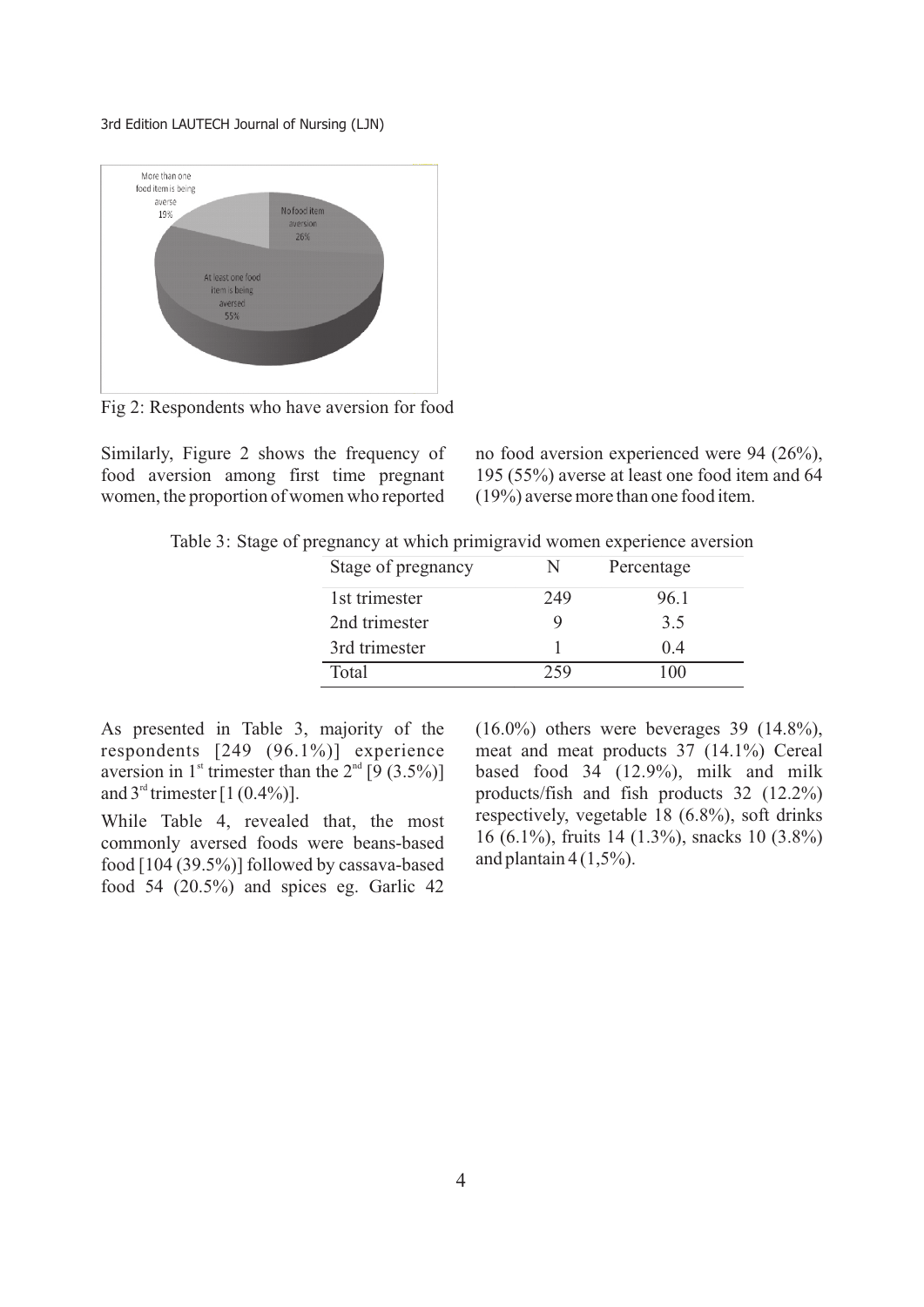Fig 2: Respondents who have aversion for food

Similarly, Figure 2 shows the frequency of food aversion among first time pregnant women, the proportion of women who reported no food aversion experienced were 94 (26%), 195 (55%) averse at least one food item and 64 (19%) averse more than one food item.

Table 3: Stage of pregnancy at which primigravid women experience aversion

| Stage of pregnancy | N | Percentage |
|---|---|---|
| 1st trimester | 249 | 96.1 |
| 2nd trimester | 9 | 3.5 |
| 3rd trimester | 1 | 0.4 |
| Total | 259 | 100 |

As presented in Table 3, majority of the respondents [249 (96.1%)] experience aversion in 1st trimester than the 2nd [9 (3.5%)] and 3rd trimester [1 (0.4%)].

While Table 4, revealed that, the most commonly aversed foods were beans-based food [104 (39.5%)] followed by cassava-based food 54 (20.5%) and spices eg. Garlic 42 (16.0%) others were beverages 39 (14.8%), meat and meat products 37 (14.1%) Cereal based food 34 (12.9%), milk and milk products/fish and fish products 32 (12.2%) respectively, vegetable 18 (6.8%), soft drinks 16 (6.1%), fruits 14 (1.3%), snacks 10 (3.8%) and plantain 4 (1,5%).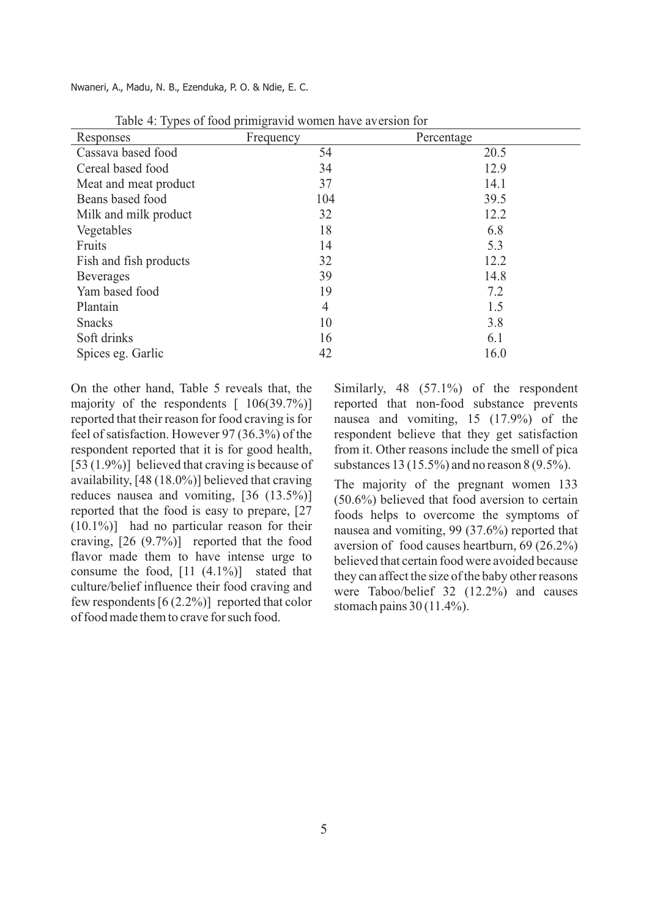Table 4: Types of food primigravid women have aversion for

| Responses | Frequency | Percentage |
| --- | --- | --- |
| Cassava based food | 54 | 20.5 |
| Cereal based food | 34 | 12.9 |
| Meat and meat product | 37 | 14.1 |
| Beans based food | 104 | 39.5 |
| Milk and milk product | 32 | 12.2 |
| Vegetables | 18 | 6.8 |
| Fruits | 14 | 5.3 |
| Fish and fish products | 32 | 12.2 |
| Beverages | 39 | 14.8 |
| Yam based food | 19 | 7.2 |
| Plantain | 4 | 1.5 |
| Snacks | 10 | 3.8 |
| Soft drinks | 16 | 6.1 |
| Spices eg. Garlic | 42 | 16.0 |

On the other hand, Table 5 reveals that, the majority of the respondents [ 106(39.7%)] reported that their reason for food craving is for feel of satisfaction. However 97 (36.3%) of the respondent reported that it is for good health, [53 (1.9%)] believed that craving is because of availability, [48 (18.0%)] believed that craving reduces nausea and vomiting, [36 (13.5%)] reported that the food is easy to prepare, [27 (10.1%)] had no particular reason for their craving, [26 (9.7%)] reported that the food flavor made them to have intense urge to consume the food, [11 (4.1%)] stated that culture/belief influence their food craving and few respondents [6 (2.2%)] reported that color of food made them to crave for such food.

Similarly, 48 (57.1%) of the respondent reported that non-food substance prevents nausea and vomiting, 15 (17.9%) of the respondent believe that they get satisfaction from it. Other reasons include the smell of pica substances 13 (15.5%) and no reason 8 (9.5%).

The majority of the pregnant women 133 (50.6%) believed that food aversion to certain foods helps to overcome the symptoms of nausea and vomiting, 99 (37.6%) reported that aversion of food causes heartburn, 69 (26.2%) believed that certain food were avoided because they can affect the size of the baby other reasons were Taboo/belief 32 (12.2%) and causes stomach pains 30 (11.4%).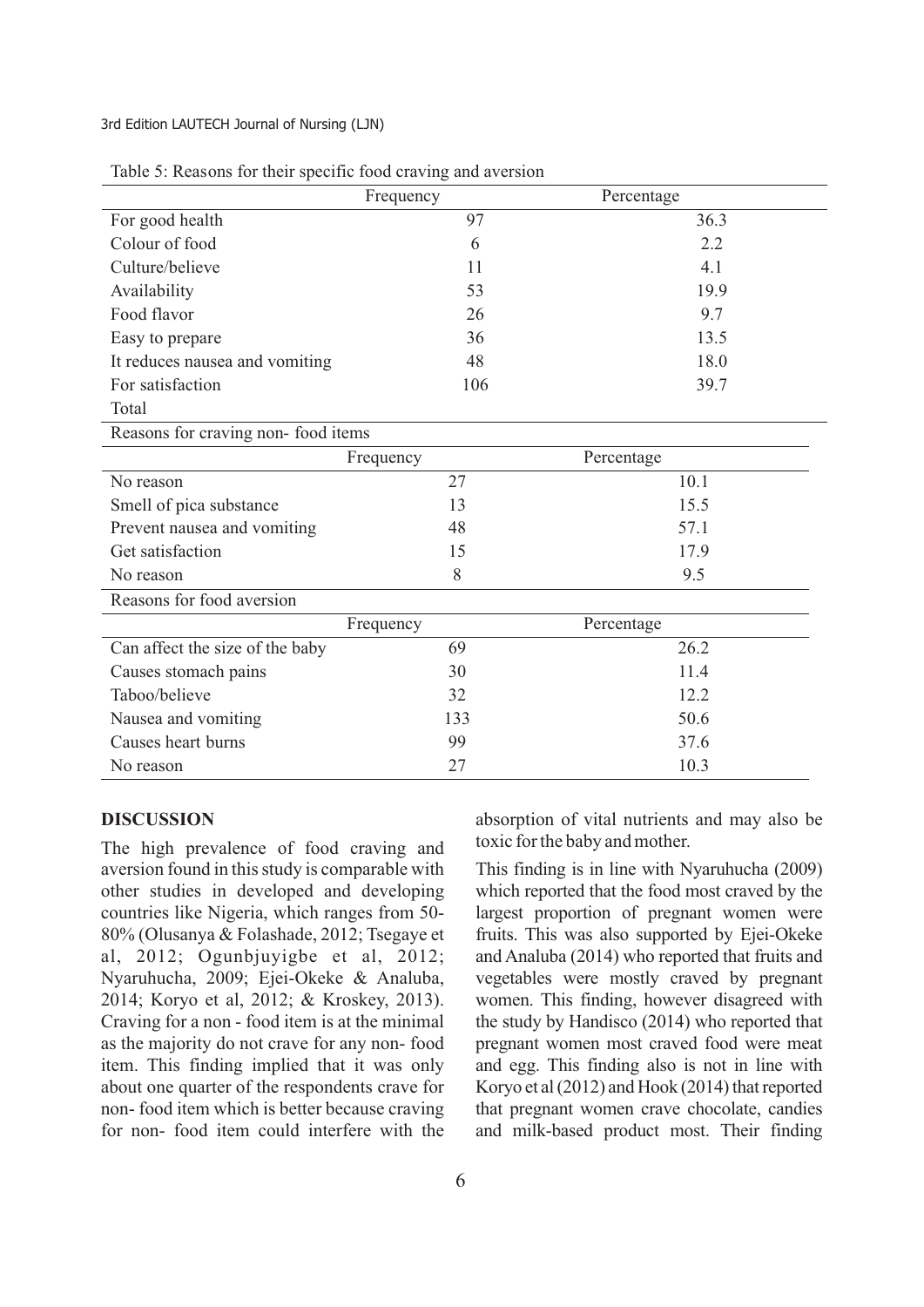Table 5: Reasons for their specific food craving and aversion

| | Frequency | Percentage |
|---|---|---|
| For good health | 97 | 36.3 |
| Colour of food | 6 | 2.2 |
| Culture/believe | 11 | 4.1 |
| Availability | 53 | 19.9 |
| Food flavor | 26 | 9.7 |
| Easy to prepare | 36 | 13.5 |
| It reduces nausea and vomiting | 48 | 18.0 |
| For satisfaction | 106 | 39.7 |
| Total | | |
| **Reasons for craving non- food items** | | |
| | Frequency | Percentage |
| No reason | 27 | 10.1 |
| Smell of pica substance | 13 | 15.5 |
| Prevent nausea and vomiting | 48 | 57.1 |
| Get satisfaction | 15 | 17.9 |
| No reason | 8 | 9.5 |
| **Reasons for food aversion** | | |
| | Frequency | Percentage |
| Can affect the size of the baby | 69 | 26.2 |
| Causes stomach pains | 30 | 11.4 |
| Taboo/believe | 32 | 12.2 |
| Nausea and vomiting | 133 | 50.6 |
| Causes heart burns | 99 | 37.6 |
| No reason | 27 | 10.3 |

## DISCUSSION

The high prevalence of food craving and aversion found in this study is comparable with other studies in developed and developing countries like Nigeria, which ranges from 50-80% (Olusanya & Folashade, 2012; Tsegaye et al, 2012; Ogunbjuyigbe et al, 2012; Nyaruhucha, 2009; Ejei-Okeke & Analuba, 2014; Koryo et al, 2012; & Kroskey, 2013). Craving for a non - food item is at the minimal as the majority do not crave for any non- food item. This finding implied that it was only about one quarter of the respondents crave for non- food item which is better because craving for non- food item could interfere with the absorption of vital nutrients and may also be toxic for the baby and mother.

This finding is in line with Nyaruhucha (2009) which reported that the food most craved by the largest proportion of pregnant women were fruits. This was also supported by Ejei-Okeke and Analuba (2014) who reported that fruits and vegetables were mostly craved by pregnant women. This finding, however disagreed with the study by Handisco (2014) who reported that pregnant women most craved food were meat and egg. This finding also is not in line with Koryo et al (2012) and Hook (2014) that reported that pregnant women crave chocolate, candies and milk-based product most. Their finding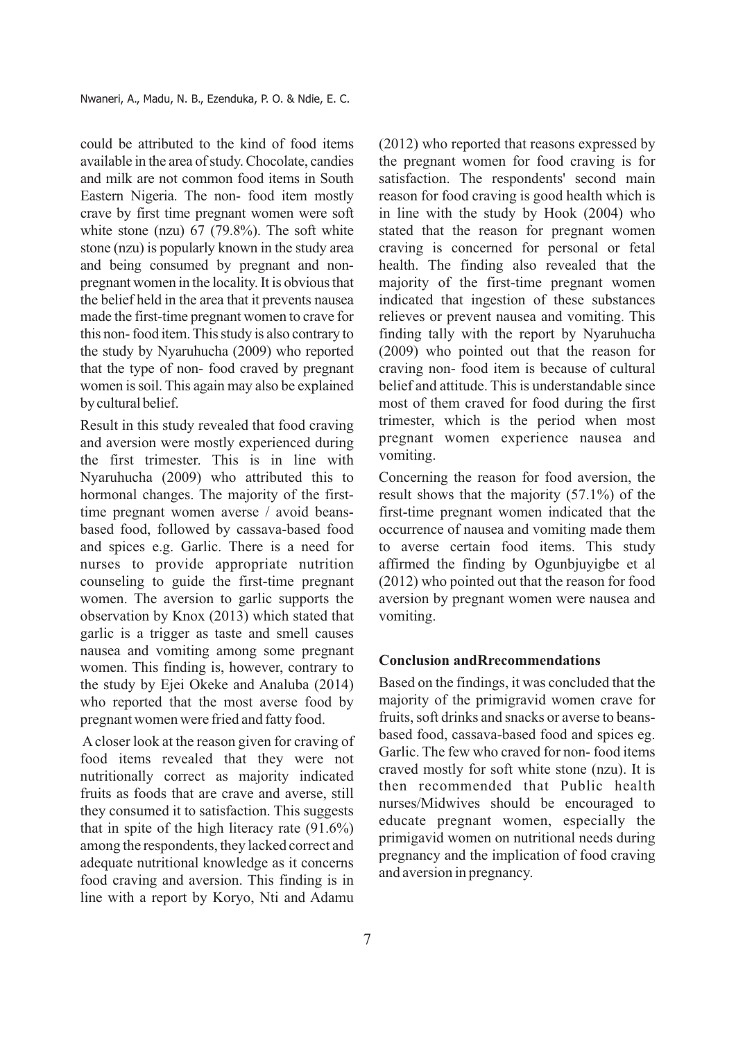could be attributed to the kind of food items available in the area of study. Chocolate, candies and milk are not common food items in South Eastern Nigeria. The non- food item mostly crave by first time pregnant women were soft white stone (nzu) 67 (79.8%). The soft white stone (nzu) is popularly known in the study area and being consumed by pregnant and non-pregnant women in the locality. It is obvious that the belief held in the area that it prevents nausea made the first-time pregnant women to crave for this non- food item. This study is also contrary to the study by Nyaruhucha (2009) who reported that the type of non- food craved by pregnant women is soil. This again may also be explained by cultural belief.

Result in this study revealed that food craving and aversion were mostly experienced during the first trimester. This is in line with Nyaruhucha (2009) who attributed this to hormonal changes. The majority of the first-time pregnant women averse / avoid beans-based food, followed by cassava-based food and spices e.g. Garlic. There is a need for nurses to provide appropriate nutrition counseling to guide the first-time pregnant women. The aversion to garlic supports the observation by Knox (2013) which stated that garlic is a trigger as taste and smell causes nausea and vomiting among some pregnant women. This finding is, however, contrary to the study by Ejei Okeke and Analuba (2014) who reported that the most averse food by pregnant women were fried and fatty food.

A closer look at the reason given for craving of food items revealed that they were not nutritionally correct as majority indicated fruits as foods that are crave and averse, still they consumed it to satisfaction. This suggests that in spite of the high literacy rate (91.6%) among the respondents, they lacked correct and adequate nutritional knowledge as it concerns food craving and aversion. This finding is in line with a report by Koryo, Nti and Adamu (2012) who reported that reasons expressed by the pregnant women for food craving is for satisfaction. The respondents' second main reason for food craving is good health which is in line with the study by Hook (2004) who stated that the reason for pregnant women craving is concerned for personal or fetal health. The finding also revealed that the majority of the first-time pregnant women indicated that ingestion of these substances relieves or prevent nausea and vomiting. This finding tally with the report by Nyaruhucha (2009) who pointed out that the reason for craving non- food item is because of cultural belief and attitude. This is understandable since most of them craved for food during the first trimester, which is the period when most pregnant women experience nausea and vomiting.

Concerning the reason for food aversion, the result shows that the majority (57.1%) of the first-time pregnant women indicated that the occurrence of nausea and vomiting made them to averse certain food items. This study affirmed the finding by Ogunbjuyigbe et al (2012) who pointed out that the reason for food aversion by pregnant women were nausea and vomiting.

## Conclusion andRrecommendations

Based on the findings, it was concluded that the majority of the primigravid women crave for fruits, soft drinks and snacks or averse to beans-based food, cassava-based food and spices eg. Garlic. The few who craved for non- food items craved mostly for soft white stone (nzu). It is then recommended that Public health nurses/Midwives should be encouraged to educate pregnant women, especially the primigavid women on nutritional needs during pregnancy and the implication of food craving and aversion in pregnancy.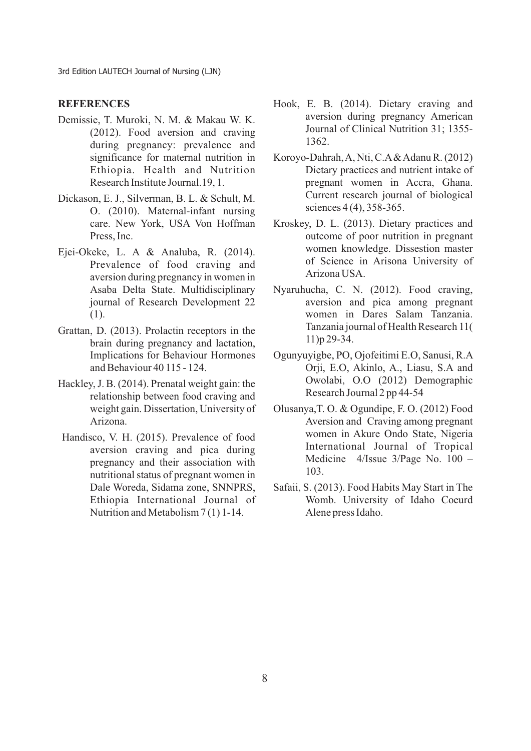## REFERENCES

Demissie, T. Muroki, N. M. & Makau W. K. (2012). Food aversion and craving during pregnancy: prevalence and significance for maternal nutrition in Ethiopia. Health and Nutrition Research Institute Journal.19, 1.

Dickason, E. J., Silverman, B. L. & Schult, M. O. (2010). Maternal-infant nursing care. New York, USA Von Hoffman Press, Inc.

Ejei-Okeke, L. A & Analuba, R. (2014). Prevalence of food craving and aversion during pregnancy in women in Asaba Delta State. Multidisciplinary journal of Research Development 22 (1).

Grattan, D. (2013). Prolactin receptors in the brain during pregnancy and lactation, Implications for Behaviour Hormones and Behaviour 40 115 - 124.

Hackley, J. B. (2014). Prenatal weight gain: the relationship between food craving and weight gain. Dissertation, University of Arizona.

Handisco, V. H. (2015). Prevalence of food aversion craving and pica during pregnancy and their association with nutritional status of pregnant women in Dale Woreda, Sidama zone, SNNPRS, Ethiopia International Journal of Nutrition and Metabolism 7 (1) 1-14.

Hook, E. B. (2014). Dietary craving and aversion during pregnancy American Journal of Clinical Nutrition 31; 1355-1362.

Koroyo-Dahrah, A, Nti, C.A & Adanu R. (2012) Dietary practices and nutrient intake of pregnant women in Accra, Ghana. Current research journal of biological sciences 4 (4), 358-365.

Kroskey, D. L. (2013). Dietary practices and outcome of poor nutrition in pregnant women knowledge. Dissestion master of Science in Arisona University of Arizona USA.

Nyaruhucha, C. N. (2012). Food craving, aversion and pica among pregnant women in Dares Salam Tanzania. Tanzania journal of Health Research 11( 11)p 29-34.

Ogunyuyigbe, PO, Ojofeitimi E.O, Sanusi, R.A Orji, E.O, Akinlo, A., Liasu, S.A and Owolabi, O.O (2012) Demographic Research Journal 2 pp 44-54

Olusanya,T. O. & Ogundipe, F. O. (2012) Food Aversion and Craving among pregnant women in Akure Ondo State, Nigeria International Journal of Tropical Medicine 4/Issue 3/Page No. 100 – 103.

Safaii, S. (2013). Food Habits May Start in The Womb. University of Idaho Coeurd Alene press Idaho.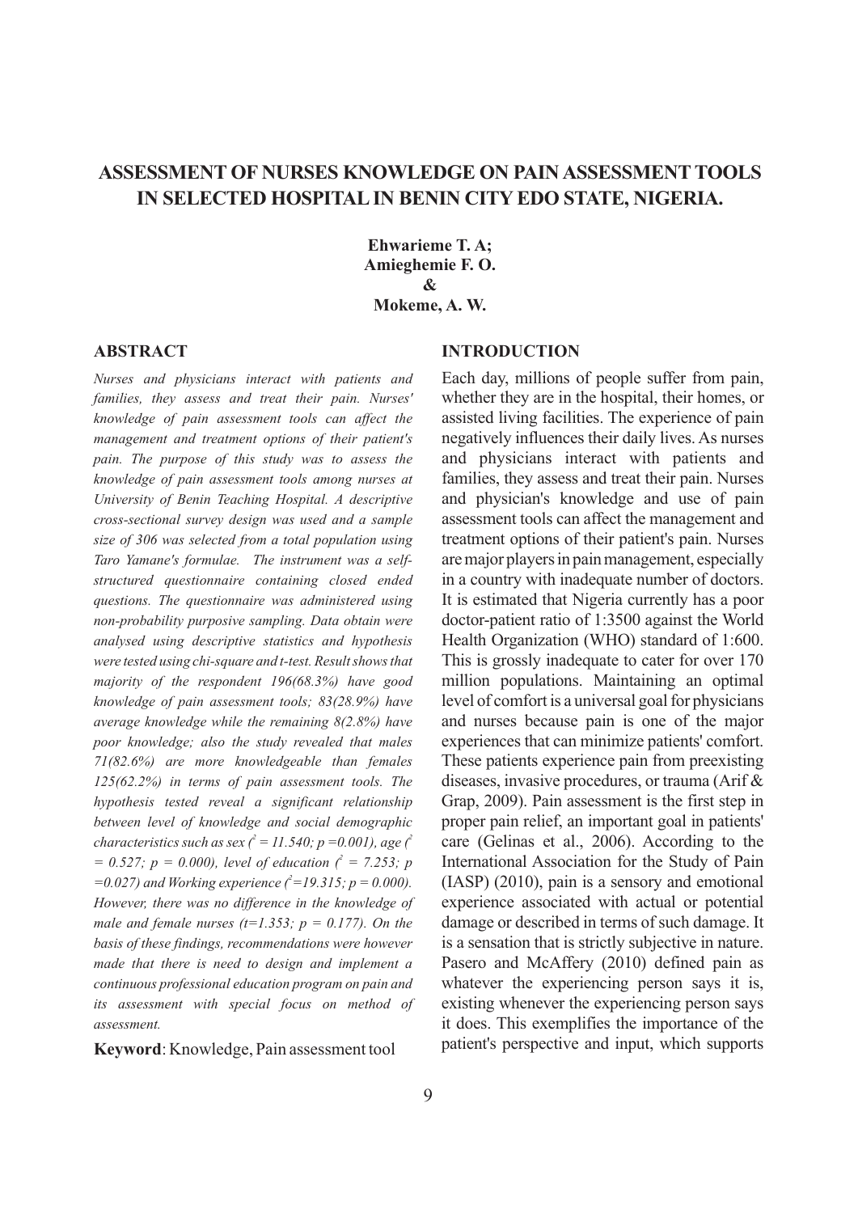# ASSESSMENT OF NURSES KNOWLEDGE ON PAIN ASSESSMENT TOOLS IN SELECTED HOSPITAL IN BENIN CITY EDO STATE, NIGERIA.

**Ehwarieme T. A;**
**Amieghemie F. O.**
**&**
**Mokeme, A. W.**

## ABSTRACT

*Nurses and physicians interact with patients and families, they assess and treat their pain. Nurses' knowledge of pain assessment tools can affect the management and treatment options of their patient's pain. The purpose of this study was to assess the knowledge of pain assessment tools among nurses at University of Benin Teaching Hospital. A descriptive cross-sectional survey design was used and a sample size of 306 was selected from a total population using Taro Yamane's formulae. The instrument was a self-structured questionnaire containing closed ended questions. The questionnaire was administered using non-probability purposive sampling. Data obtain were analysed using descriptive statistics and hypothesis were tested using chi-square and t-test. Result shows that majority of the respondent 196(68.3%) have good knowledge of pain assessment tools; 83(28.9%) have average knowledge while the remaining 8(2.8%) have poor knowledge; also the study revealed that males 71(82.6%) are more knowledgeable than females 125(62.2%) in terms of pain assessment tools. The hypothesis tested reveal a significant relationship between level of knowledge and social demographic characteristics such as sex ($^2 = 11.540$; $p = 0.001$), age ($^2 = 0.527$; $p = 0.000$), level of education ($^2 = 7.253$; $p = 0.027$) and Working experience ($^2 = 19.315$; $p = 0.000$). However, there was no difference in the knowledge of male and female nurses ($t = 1.353$; $p = 0.177$). On the basis of these findings, recommendations were however made that there is need to design and implement a continuous professional education program on pain and its assessment with special focus on method of assessment.*

**Keyword**: Knowledge, Pain assessment tool

## INTRODUCTION

Each day, millions of people suffer from pain, whether they are in the hospital, their homes, or assisted living facilities. The experience of pain negatively influences their daily lives. As nurses and physicians interact with patients and families, they assess and treat their pain. Nurses and physician's knowledge and use of pain assessment tools can affect the management and treatment options of their patient's pain. Nurses are major players in pain management, especially in a country with inadequate number of doctors. It is estimated that Nigeria currently has a poor doctor-patient ratio of 1:3500 against the World Health Organization (WHO) standard of 1:600. This is grossly inadequate to cater for over 170 million populations. Maintaining an optimal level of comfort is a universal goal for physicians and nurses because pain is one of the major experiences that can minimize patients' comfort. These patients experience pain from preexisting diseases, invasive procedures, or trauma (Arif & Grap, 2009). Pain assessment is the first step in proper pain relief, an important goal in patients' care (Gelinas et al., 2006). According to the International Association for the Study of Pain (IASP) (2010), pain is a sensory and emotional experience associated with actual or potential damage or described in terms of such damage. It is a sensation that is strictly subjective in nature. Pasero and McAffery (2010) defined pain as whatever the experiencing person says it is, existing whenever the experiencing person says it does. This exemplifies the importance of the patient's perspective and input, which supports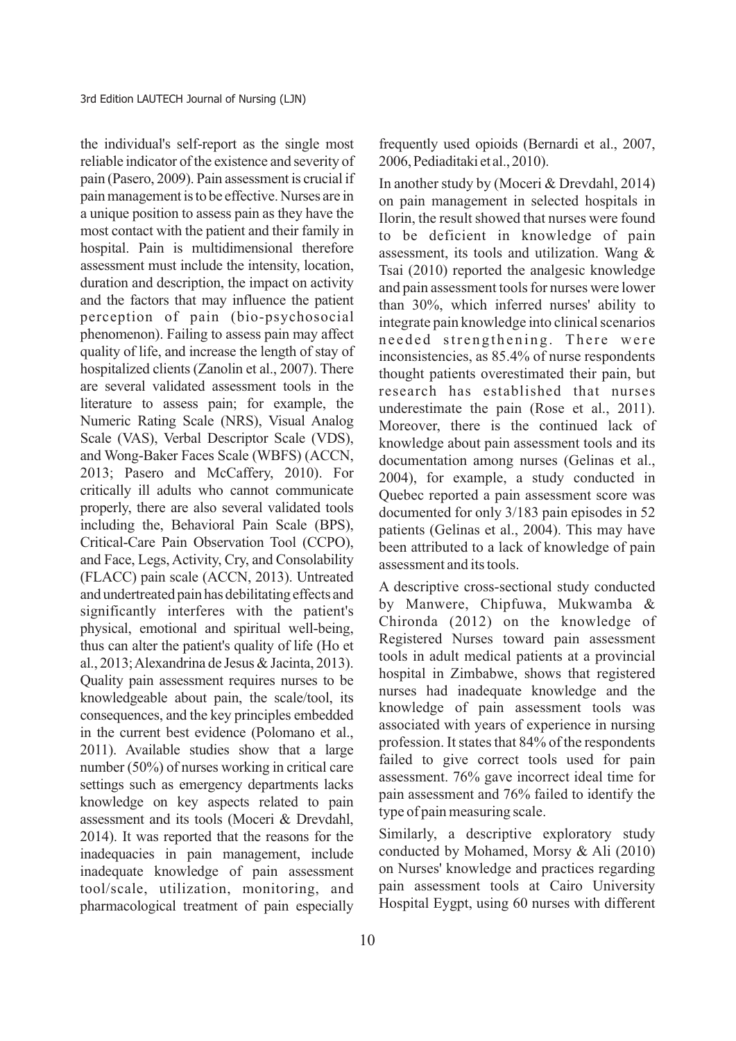the individual's self-report as the single most reliable indicator of the existence and severity of pain (Pasero, 2009). Pain assessment is crucial if pain management is to be effective. Nurses are in a unique position to assess pain as they have the most contact with the patient and their family in hospital. Pain is multidimensional therefore assessment must include the intensity, location, duration and description, the impact on activity and the factors that may influence the patient perception of pain (bio-psychosocial phenomenon). Failing to assess pain may affect quality of life, and increase the length of stay of hospitalized clients (Zanolin et al., 2007). There are several validated assessment tools in the literature to assess pain; for example, the Numeric Rating Scale (NRS), Visual Analog Scale (VAS), Verbal Descriptor Scale (VDS), and Wong-Baker Faces Scale (WBFS) (ACCN, 2013; Pasero and McCaffery, 2010). For critically ill adults who cannot communicate properly, there are also several validated tools including the, Behavioral Pain Scale (BPS), Critical-Care Pain Observation Tool (CCPO), and Face, Legs, Activity, Cry, and Consolability (FLACC) pain scale (ACCN, 2013). Untreated and undertreated pain has debilitating effects and significantly interferes with the patient's physical, emotional and spiritual well-being, thus can alter the patient's quality of life (Ho et al., 2013; Alexandrina de Jesus & Jacinta, 2013). Quality pain assessment requires nurses to be knowledgeable about pain, the scale/tool, its consequences, and the key principles embedded in the current best evidence (Polomano et al., 2011). Available studies show that a large number (50%) of nurses working in critical care settings such as emergency departments lacks knowledge on key aspects related to pain assessment and its tools (Moceri & Drevdahl, 2014). It was reported that the reasons for the inadequacies in pain management, include inadequate knowledge of pain assessment tool/scale, utilization, monitoring, and pharmacological treatment of pain especially frequently used opioids (Bernardi et al., 2007, 2006, Pediaditaki et al., 2010).

In another study by (Moceri & Drevdahl, 2014) on pain management in selected hospitals in Ilorin, the result showed that nurses were found to be deficient in knowledge of pain assessment, its tools and utilization. Wang & Tsai (2010) reported the analgesic knowledge and pain assessment tools for nurses were lower than 30%, which inferred nurses' ability to integrate pain knowledge into clinical scenarios needed strengthening. There were inconsistencies, as 85.4% of nurse respondents thought patients overestimated their pain, but research has established that nurses underestimate the pain (Rose et al., 2011). Moreover, there is the continued lack of knowledge about pain assessment tools and its documentation among nurses (Gelinas et al., 2004), for example, a study conducted in Quebec reported a pain assessment score was documented for only 3/183 pain episodes in 52 patients (Gelinas et al., 2004). This may have been attributed to a lack of knowledge of pain assessment and its tools.

A descriptive cross-sectional study conducted by Manwere, Chipfuwa, Mukwamba & Chironda (2012) on the knowledge of Registered Nurses toward pain assessment tools in adult medical patients at a provincial hospital in Zimbabwe, shows that registered nurses had inadequate knowledge and the knowledge of pain assessment tools was associated with years of experience in nursing profession. It states that 84% of the respondents failed to give correct tools used for pain assessment. 76% gave incorrect ideal time for pain assessment and 76% failed to identify the type of pain measuring scale.

Similarly, a descriptive exploratory study conducted by Mohamed, Morsy & Ali (2010) on Nurses' knowledge and practices regarding pain assessment tools at Cairo University Hospital Eygpt, using 60 nurses with different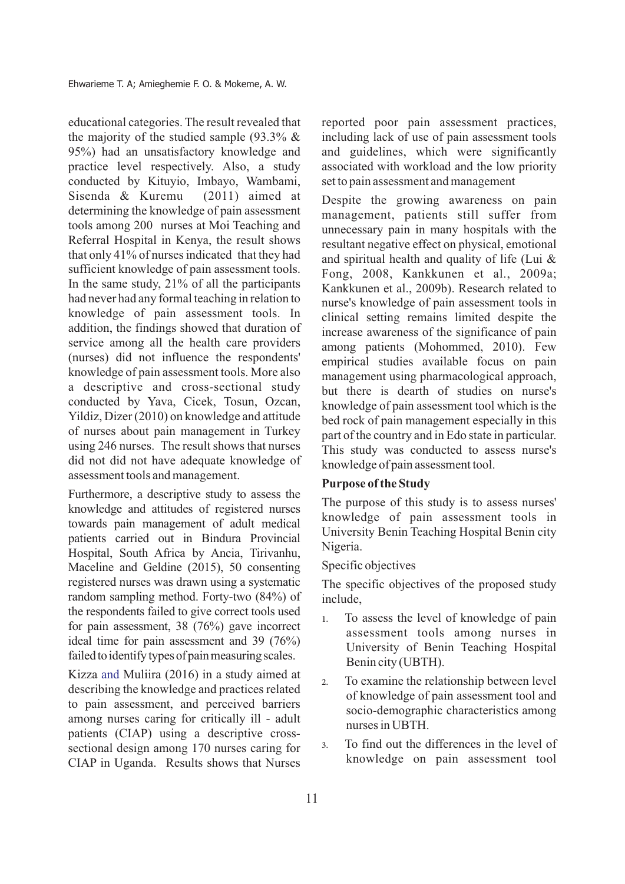educational categories. The result revealed that the majority of the studied sample (93.3% & 95%) had an unsatisfactory knowledge and practice level respectively. Also, a study conducted by Kituyio, Imbayo, Wambami, Sisenda & Kuremu (2011) aimed at determining the knowledge of pain assessment tools among 200 nurses at Moi Teaching and Referral Hospital in Kenya, the result shows that only 41% of nurses indicated that they had sufficient knowledge of pain assessment tools. In the same study, 21% of all the participants had never had any formal teaching in relation to knowledge of pain assessment tools. In addition, the findings showed that duration of service among all the health care providers (nurses) did not influence the respondents' knowledge of pain assessment tools. More also a descriptive and cross-sectional study conducted by Yava, Cicek, Tosun, Ozcan, Yildiz, Dizer (2010) on knowledge and attitude of nurses about pain management in Turkey using 246 nurses. The result shows that nurses did not did not have adequate knowledge of assessment tools and management.

Furthermore, a descriptive study to assess the knowledge and attitudes of registered nurses towards pain management of adult medical patients carried out in Bindura Provincial Hospital, South Africa by Ancia, Tirivanhu, Maceline and Geldine (2015), 50 consenting registered nurses was drawn using a systematic random sampling method. Forty-two (84%) of the respondents failed to give correct tools used for pain assessment, 38 (76%) gave incorrect ideal time for pain assessment and 39 (76%) failed to identify types of pain measuring scales.

Kizza and Muliira (2016) in a study aimed at describing the knowledge and practices related to pain assessment, and perceived barriers among nurses caring for critically ill - adult patients (CIAP) using a descriptive cross-sectional design among 170 nurses caring for CIAP in Uganda. Results shows that Nurses reported poor pain assessment practices, including lack of use of pain assessment tools and guidelines, which were significantly associated with workload and the low priority set to pain assessment and management

Despite the growing awareness on pain management, patients still suffer from unnecessary pain in many hospitals with the resultant negative effect on physical, emotional and spiritual health and quality of life (Lui & Fong, 2008, Kankkunen et al., 2009a; Kankkunen et al., 2009b). Research related to nurse's knowledge of pain assessment tools in clinical setting remains limited despite the increase awareness of the significance of pain among patients (Mohommed, 2010). Few empirical studies available focus on pain management using pharmacological approach, but there is dearth of studies on nurse's knowledge of pain assessment tool which is the bed rock of pain management especially in this part of the country and in Edo state in particular. This study was conducted to assess nurse's knowledge of pain assessment tool.

**Purpose of the Study**

The purpose of this study is to assess nurses' knowledge of pain assessment tools in University Benin Teaching Hospital Benin city Nigeria.

Specific objectives

The specific objectives of the proposed study include,

1. To assess the level of knowledge of pain assessment tools among nurses in University of Benin Teaching Hospital Benin city (UBTH).
2. To examine the relationship between level of knowledge of pain assessment tool and socio-demographic characteristics among nurses in UBTH.
3. To find out the differences in the level of knowledge on pain assessment tool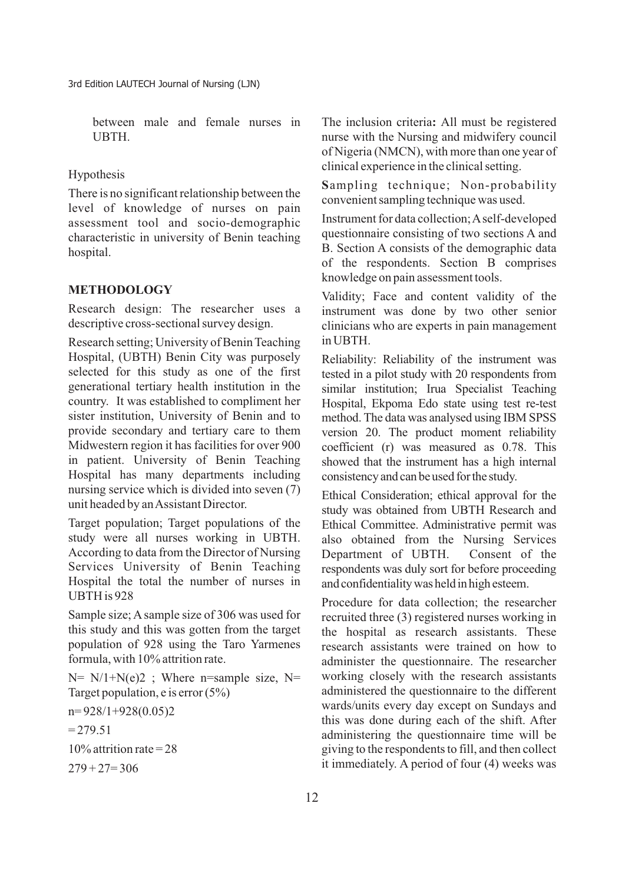between male and female nurses in UBTH.

Hypothesis

There is no significant relationship between the level of knowledge of nurses on pain assessment tool and socio-demographic characteristic in university of Benin teaching hospital.

## METHODOLOGY

Research design: The researcher uses a descriptive cross-sectional survey design.

Research setting; University of Benin Teaching Hospital, (UBTH) Benin City was purposely selected for this study as one of the first generational tertiary health institution in the country. It was established to compliment her sister institution, University of Benin and to provide secondary and tertiary care to them Midwestern region it has facilities for over 900 in patient. University of Benin Teaching Hospital has many departments including nursing service which is divided into seven (7) unit headed by an Assistant Director.

Target population; Target populations of the study were all nurses working in UBTH. According to data from the Director of Nursing Services University of Benin Teaching Hospital the total the number of nurses in UBTH is 928

Sample size; A sample size of 306 was used for this study and this was gotten from the target population of 928 using the Taro Yarmenes formula, with 10% attrition rate.

N= N/1+N(e)2 ; Where n=sample size, N= Target population, e is error (5%)

n= 928/1+928(0.05)2

= 279.51

10% attrition rate = 28

279 + 27= 306

The inclusion criteria**:** All must be registered nurse with the Nursing and midwifery council of Nigeria (NMCN), with more than one year of clinical experience in the clinical setting.

**S**ampling technique; Non-probability convenient sampling technique was used.

Instrument for data collection; A self-developed questionnaire consisting of two sections A and B. Section A consists of the demographic data of the respondents. Section B comprises knowledge on pain assessment tools.

Validity; Face and content validity of the instrument was done by two other senior clinicians who are experts in pain management in UBTH.

Reliability: Reliability of the instrument was tested in a pilot study with 20 respondents from similar institution; Irua Specialist Teaching Hospital, Ekpoma Edo state using test re-test method. The data was analysed using IBM SPSS version 20. The product moment reliability coefficient (r) was measured as 0.78. This showed that the instrument has a high internal consistency and can be used for the study.

Ethical Consideration; ethical approval for the study was obtained from UBTH Research and Ethical Committee. Administrative permit was also obtained from the Nursing Services Department of UBTH. Consent of the respondents was duly sort for before proceeding and confidentiality was held in high esteem.

Procedure for data collection; the researcher recruited three (3) registered nurses working in the hospital as research assistants. These research assistants were trained on how to administer the questionnaire. The researcher working closely with the research assistants administered the questionnaire to the different wards/units every day except on Sundays and this was done during each of the shift. After administering the questionnaire time will be giving to the respondents to fill, and then collect it immediately. A period of four (4) weeks was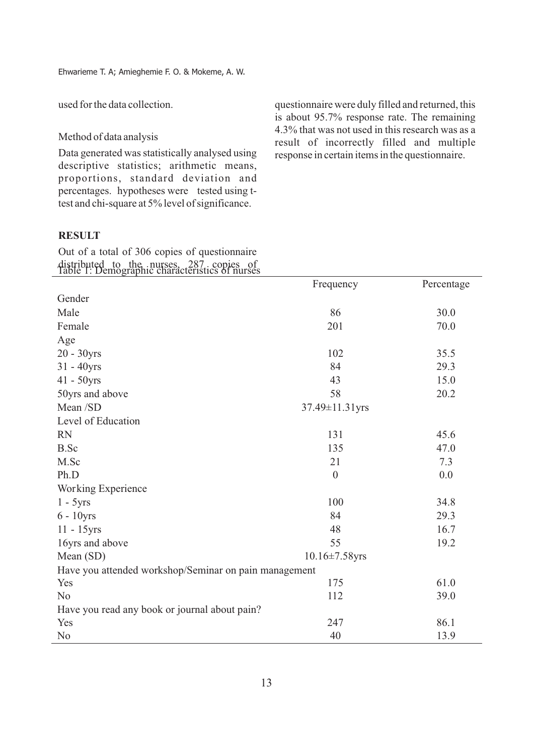used for the data collection.

Method of data analysis

Data generated was statistically analysed using descriptive statistics; arithmetic means, proportions, standard deviation and percentages. hypotheses were tested using t-test and chi-square at 5% level of significance.

## RESULT

Out of a total of 306 copies of questionnaire distributed to the nurses, 287 copies of questionnaire were duly filled and returned, this is about 95.7% response rate. The remaining 4.3% that was not used in this research was as a result of incorrectly filled and multiple response in certain items in the questionnaire.

Table 1: Demographic characteristics of nurses

| | Frequency | Percentage |
|---|---|---|
| Gender | | |
| Male | 86 | 30.0 |
| Female | 201 | 70.0 |
| Age | | |
| 20 - 30yrs | 102 | 35.5 |
| 31 - 40yrs | 84 | 29.3 |
| 41 - 50yrs | 43 | 15.0 |
| 50yrs and above | 58 | 20.2 |
| Mean /SD | 37.49±11.31yrs | |
| Level of Education | | |
| RN | 131 | 45.6 |
| B.Sc | 135 | 47.0 |
| M.Sc | 21 | 7.3 |
| Ph.D | 0 | 0.0 |
| Working Experience | | |
| 1 - 5yrs | 100 | 34.8 |
| 6 - 10yrs | 84 | 29.3 |
| 11 - 15yrs | 48 | 16.7 |
| 16yrs and above | 55 | 19.2 |
| Mean (SD) | 10.16±7.58yrs | |
| Have you attended workshop/Seminar on pain management | | |
| Yes | 175 | 61.0 |
| No | 112 | 39.0 |
| Have you read any book or journal about pain? | | |
| Yes | 247 | 86.1 |
| No | 40 | 13.9 |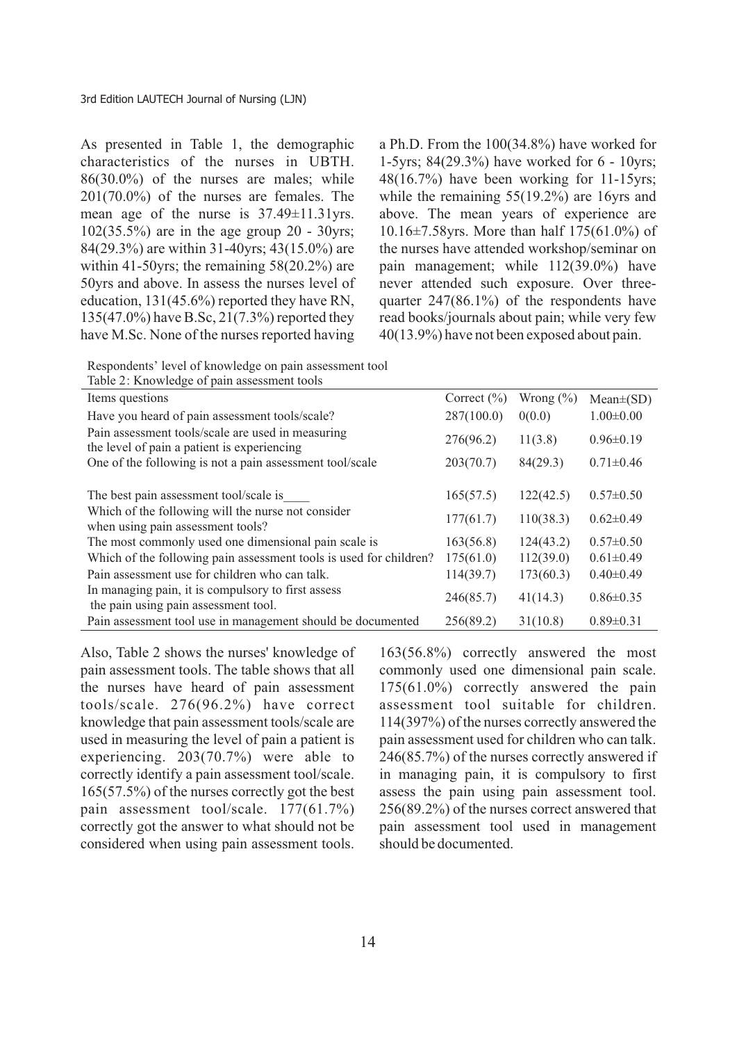As presented in Table 1, the demographic characteristics of the nurses in UBTH. 86(30.0%) of the nurses are males; while 201(70.0%) of the nurses are females. The mean age of the nurse is 37.49±11.31yrs. 102(35.5%) are in the age group 20 - 30yrs; 84(29.3%) are within 31-40yrs; 43(15.0%) are within 41-50yrs; the remaining 58(20.2%) are 50yrs and above. In assess the nurses level of education, 131(45.6%) reported they have RN, 135(47.0%) have B.Sc, 21(7.3%) reported they have M.Sc. None of the nurses reported having a Ph.D. From the 100(34.8%) have worked for 1-5yrs; 84(29.3%) have worked for 6 - 10yrs; 48(16.7%) have been working for 11-15yrs; while the remaining 55(19.2%) are 16yrs and above. The mean years of experience are 10.16±7.58yrs. More than half 175(61.0%) of the nurses have attended workshop/seminar on pain management; while 112(39.0%) have never attended such exposure. Over three-quarter 247(86.1%) of the respondents have read books/journals about pain; while very few 40(13.9%) have not been exposed about pain.

Respondents' level of knowledge on pain assessment tool

Table 2: Knowledge of pain assessment tools

| Items questions | Correct (%) | Wrong (%) | Mean±(SD) |
|---|---|---|---|
| Have you heard of pain assessment tools/scale? | 287(100.0) | 0(0.0) | 1.00±0.00 |
| Pain assessment tools/scale are used in measuring the level of pain a patient is experiencing | 276(96.2) | 11(3.8) | 0.96±0.19 |
| One of the following is not a pain assessment tool/scale | 203(70.7) | 84(29.3) | 0.71±0.46 |
| The best pain assessment tool/scale is____ | 165(57.5) | 122(42.5) | 0.57±0.50 |
| Which of the following will the nurse not consider when using pain assessment tools? | 177(61.7) | 110(38.3) | 0.62±0.49 |
| The most commonly used one dimensional pain scale is | 163(56.8) | 124(43.2) | 0.57±0.50 |
| Which of the following pain assessment tools is used for children? | 175(61.0) | 112(39.0) | 0.61±0.49 |
| Pain assessment use for children who can talk. | 114(39.7) | 173(60.3) | 0.40±0.49 |
| In managing pain, it is compulsory to first assess the pain using pain assessment tool. | 246(85.7) | 41(14.3) | 0.86±0.35 |
| Pain assessment tool use in management should be documented | 256(89.2) | 31(10.8) | 0.89±0.31 |

Also, Table 2 shows the nurses' knowledge of pain assessment tools. The table shows that all the nurses have heard of pain assessment tools/scale. 276(96.2%) have correct knowledge that pain assessment tools/scale are used in measuring the level of pain a patient is experiencing. 203(70.7%) were able to correctly identify a pain assessment tool/scale. 165(57.5%) of the nurses correctly got the best pain assessment tool/scale. 177(61.7%) correctly got the answer to what should not be considered when using pain assessment tools. 163(56.8%) correctly answered the most commonly used one dimensional pain scale. 175(61.0%) correctly answered the pain assessment tool suitable for children. 114(397%) of the nurses correctly answered the pain assessment used for children who can talk. 246(85.7%) of the nurses correctly answered if in managing pain, it is compulsory to first assess the pain using pain assessment tool. 256(89.2%) of the nurses correct answered that pain assessment tool used in management should be documented.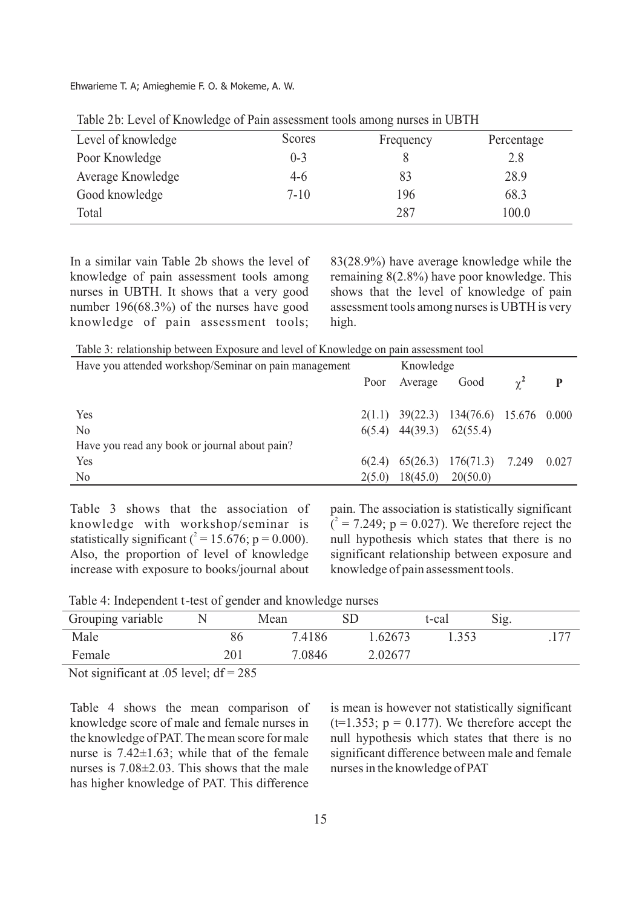Table 2b: Level of Knowledge of Pain assessment tools among nurses in UBTH

| Level of knowledge | Scores | Frequency | Percentage |
|---|---|---|---|
| Poor Knowledge | 0-3 | 8 | 2.8 |
| Average Knowledge | 4-6 | 83 | 28.9 |
| Good knowledge | 7-10 | 196 | 68.3 |
| Total | | 287 | 100.0 |

In a similar vain Table 2b shows the level of knowledge of pain assessment tools among nurses in UBTH. It shows that a very good number 196(68.3%) of the nurses have good knowledge of pain assessment tools; 83(28.9%) have average knowledge while the remaining 8(2.8%) have poor knowledge. This shows that the level of knowledge of pain assessment tools among nurses is UBTH is very high.

Table 3: relationship between Exposure and level of Knowledge on pain assessment tool

| Have you attended workshop/Seminar on pain management | Knowledge | | | | |
|---|---|---|---|---|---|
| | Poor | Average | Good | $\chi^2$ | P |
| Yes | 2(1.1) | 39(22.3) | 134(76.6) | 15.676 | 0.000 |
| No | 6(5.4) | 44(39.3) | 62(55.4) | | |
| Have you read any book or journal about pain? | | | | | |
| Yes | 6(2.4) | 65(26.3) | 176(71.3) | 7.249 | 0.027 |
| No | 2(5.0) | 18(45.0) | 20(50.0) | | |

Table 3 shows that the association of knowledge with workshop/seminar is statistically significant ($^2$ = 15.676; p = 0.000). Also, the proportion of level of knowledge increase with exposure to books/journal about pain. The association is statistically significant ($^2$ = 7.249; p = 0.027). We therefore reject the null hypothesis which states that there is no significant relationship between exposure and knowledge of pain assessment tools.

Table 4: Independent t-test of gender and knowledge nurses

| Grouping variable | N | Mean | SD | t-cal | Sig. |
|---|---|---|---|---|---|
| Male | 86 | 7.4186 | 1.62673 | 1.353 | .177 |
| Female | 201 | 7.0846 | 2.02677 | | |

Not significant at .05 level; df = 285

Table 4 shows the mean comparison of knowledge score of male and female nurses in the knowledge of PAT. The mean score for male nurse is 7.42±1.63; while that of the female nurses is 7.08±2.03. This shows that the male has higher knowledge of PAT. This difference is mean is however not statistically significant (t=1.353; p = 0.177). We therefore accept the null hypothesis which states that there is no significant difference between male and female nurses in the knowledge of PAT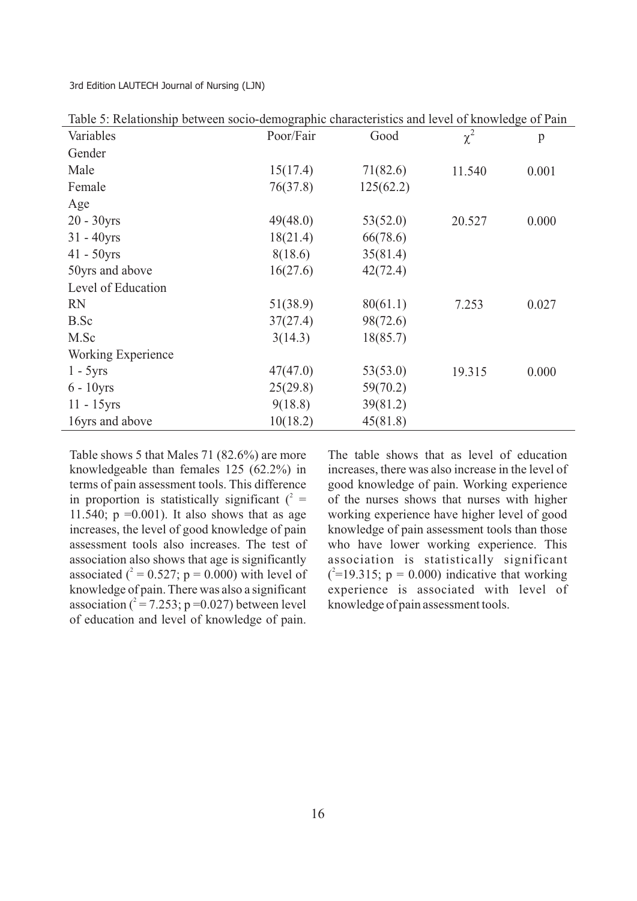Table 5: Relationship between socio-demographic characteristics and level of knowledge of Pain

| Variables | Poor/Fair | Good | $\chi^2$ | p |
|---|---|---|---|---|
| Gender | | | | |
| Male | 15(17.4) | 71(82.6) | 11.540 | 0.001 |
| Female | 76(37.8) | 125(62.2) | | |
| Age | | | | |
| 20 - 30yrs | 49(48.0) | 53(52.0) | 20.527 | 0.000 |
| 31 - 40yrs | 18(21.4) | 66(78.6) | | |
| 41 - 50yrs | 8(18.6) | 35(81.4) | | |
| 50yrs and above | 16(27.6) | 42(72.4) | | |
| Level of Education | | | | |
| RN | 51(38.9) | 80(61.1) | 7.253 | 0.027 |
| B.Sc | 37(27.4) | 98(72.6) | | |
| M.Sc | 3(14.3) | 18(85.7) | | |
| Working Experience | | | | |
| 1 - 5yrs | 47(47.0) | 53(53.0) | 19.315 | 0.000 |
| 6 - 10yrs | 25(29.8) | 59(70.2) | | |
| 11 - 15yrs | 9(18.8) | 39(81.2) | | |
| 16yrs and above | 10(18.2) | 45(81.8) | | |

Table shows 5 that Males 71 (82.6%) are more knowledgeable than females 125 (62.2%) in terms of pain assessment tools. This difference in proportion is statistically significant ($^2$ = 11.540; p =0.001). It also shows that as age increases, the level of good knowledge of pain assessment tools also increases. The test of association also shows that age is significantly associated ($^2$ = 0.527; p = 0.000) with level of knowledge of pain. There was also a significant association ($^2$ = 7.253; p =0.027) between level of education and level of knowledge of pain.

The table shows that as level of education increases, there was also increase in the level of good knowledge of pain. Working experience of the nurses shows that nurses with higher working experience have higher level of good knowledge of pain assessment tools than those who have lower working experience. This association is statistically significant ($^2$=19.315; p = 0.000) indicative that working experience is associated with level of knowledge of pain assessment tools.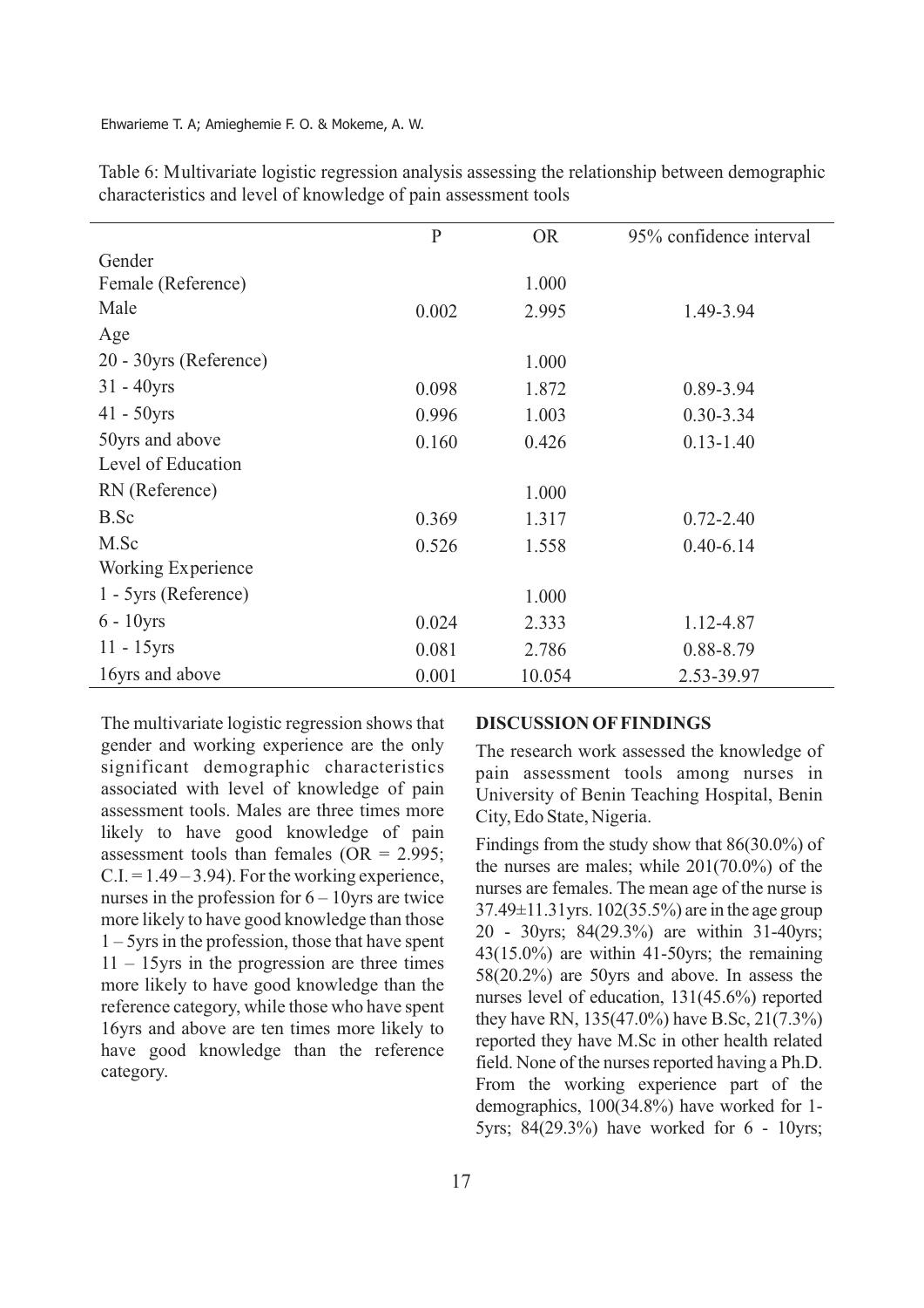Table 6: Multivariate logistic regression analysis assessing the relationship between demographic characteristics and level of knowledge of pain assessment tools

| | P | OR | 95% confidence interval |
|---|---|---|---|
| Gender | | | |
| Female (Reference) | | 1.000 | |
| Male | 0.002 | 2.995 | 1.49-3.94 |
| Age | | | |
| 20 - 30yrs (Reference) | | 1.000 | |
| 31 - 40yrs | 0.098 | 1.872 | 0.89-3.94 |
| 41 - 50yrs | 0.996 | 1.003 | 0.30-3.34 |
| 50yrs and above | 0.160 | 0.426 | 0.13-1.40 |
| Level of Education | | | |
| RN (Reference) | | 1.000 | |
| B.Sc | 0.369 | 1.317 | 0.72-2.40 |
| M.Sc | 0.526 | 1.558 | 0.40-6.14 |
| Working Experience | | | |
| 1 - 5yrs (Reference) | | 1.000 | |
| 6 - 10yrs | 0.024 | 2.333 | 1.12-4.87 |
| 11 - 15yrs | 0.081 | 2.786 | 0.88-8.79 |
| 16yrs and above | 0.001 | 10.054 | 2.53-39.97 |

The multivariate logistic regression shows that gender and working experience are the only significant demographic characteristics associated with level of knowledge of pain assessment tools. Males are three times more likely to have good knowledge of pain assessment tools than females (OR = 2.995; C.I. = 1.49 – 3.94). For the working experience, nurses in the profession for 6 – 10yrs are twice more likely to have good knowledge than those 1 – 5yrs in the profession, those that have spent 11 – 15yrs in the progression are three times more likely to have good knowledge than the reference category, while those who have spent 16yrs and above are ten times more likely to have good knowledge than the reference category.

## DISCUSSION OF FINDINGS

The research work assessed the knowledge of pain assessment tools among nurses in University of Benin Teaching Hospital, Benin City, Edo State, Nigeria.

Findings from the study show that 86(30.0%) of the nurses are males; while 201(70.0%) of the nurses are females. The mean age of the nurse is 37.49±11.31yrs. 102(35.5%) are in the age group 20 - 30yrs; 84(29.3%) are within 31-40yrs; 43(15.0%) are within 41-50yrs; the remaining 58(20.2%) are 50yrs and above. In assess the nurses level of education, 131(45.6%) reported they have RN, 135(47.0%) have B.Sc, 21(7.3%) reported they have M.Sc in other health related field. None of the nurses reported having a Ph.D. From the working experience part of the demographics, 100(34.8%) have worked for 1-5yrs; 84(29.3%) have worked for 6 - 10yrs;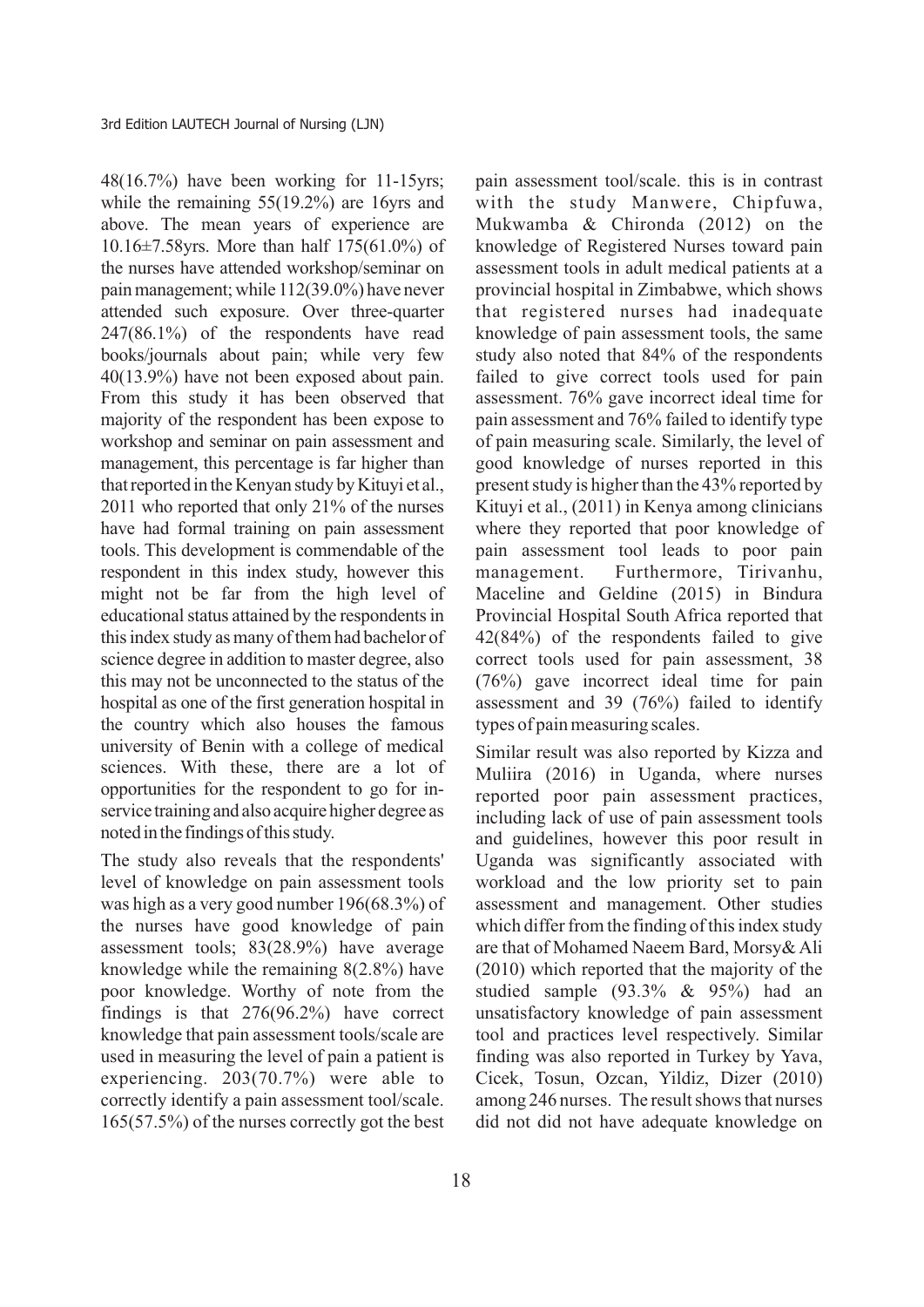48(16.7%) have been working for 11-15yrs; while the remaining 55(19.2%) are 16yrs and above. The mean years of experience are 10.16±7.58yrs. More than half 175(61.0%) of the nurses have attended workshop/seminar on pain management; while 112(39.0%) have never attended such exposure. Over three-quarter 247(86.1%) of the respondents have read books/journals about pain; while very few 40(13.9%) have not been exposed about pain. From this study it has been observed that majority of the respondent has been expose to workshop and seminar on pain assessment and management, this percentage is far higher than that reported in the Kenyan study by Kituyi et al., 2011 who reported that only 21% of the nurses have had formal training on pain assessment tools. This development is commendable of the respondent in this index study, however this might not be far from the high level of educational status attained by the respondents in this index study as many of them had bachelor of science degree in addition to master degree, also this may not be unconnected to the status of the hospital as one of the first generation hospital in the country which also houses the famous university of Benin with a college of medical sciences. With these, there are a lot of opportunities for the respondent to go for in-service training and also acquire higher degree as noted in the findings of this study.

The study also reveals that the respondents' level of knowledge on pain assessment tools was high as a very good number 196(68.3%) of the nurses have good knowledge of pain assessment tools; 83(28.9%) have average knowledge while the remaining 8(2.8%) have poor knowledge. Worthy of note from the findings is that 276(96.2%) have correct knowledge that pain assessment tools/scale are used in measuring the level of pain a patient is experiencing. 203(70.7%) were able to correctly identify a pain assessment tool/scale. 165(57.5%) of the nurses correctly got the best pain assessment tool/scale. this is in contrast with the study Manwere, Chipfuwa, Mukwamba & Chironda (2012) on the knowledge of Registered Nurses toward pain assessment tools in adult medical patients at a provincial hospital in Zimbabwe, which shows that registered nurses had inadequate knowledge of pain assessment tools, the same study also noted that 84% of the respondents failed to give correct tools used for pain assessment. 76% gave incorrect ideal time for pain assessment and 76% failed to identify type of pain measuring scale. Similarly, the level of good knowledge of nurses reported in this present study is higher than the 43% reported by Kituyi et al., (2011) in Kenya among clinicians where they reported that poor knowledge of pain assessment tool leads to poor pain management. Furthermore, Tirivanhu, Maceline and Geldine (2015) in Bindura Provincial Hospital South Africa reported that 42(84%) of the respondents failed to give correct tools used for pain assessment, 38 (76%) gave incorrect ideal time for pain assessment and 39 (76%) failed to identify types of pain measuring scales.

Similar result was also reported by Kizza and Muliira (2016) in Uganda, where nurses reported poor pain assessment practices, including lack of use of pain assessment tools and guidelines, however this poor result in Uganda was significantly associated with workload and the low priority set to pain assessment and management. Other studies which differ from the finding of this index study are that of Mohamed Naeem Bard, Morsy& Ali (2010) which reported that the majority of the studied sample (93.3% & 95%) had an unsatisfactory knowledge of pain assessment tool and practices level respectively. Similar finding was also reported in Turkey by Yava, Cicek, Tosun, Ozcan, Yildiz, Dizer (2010) among 246 nurses. The result shows that nurses did not did not have adequate knowledge on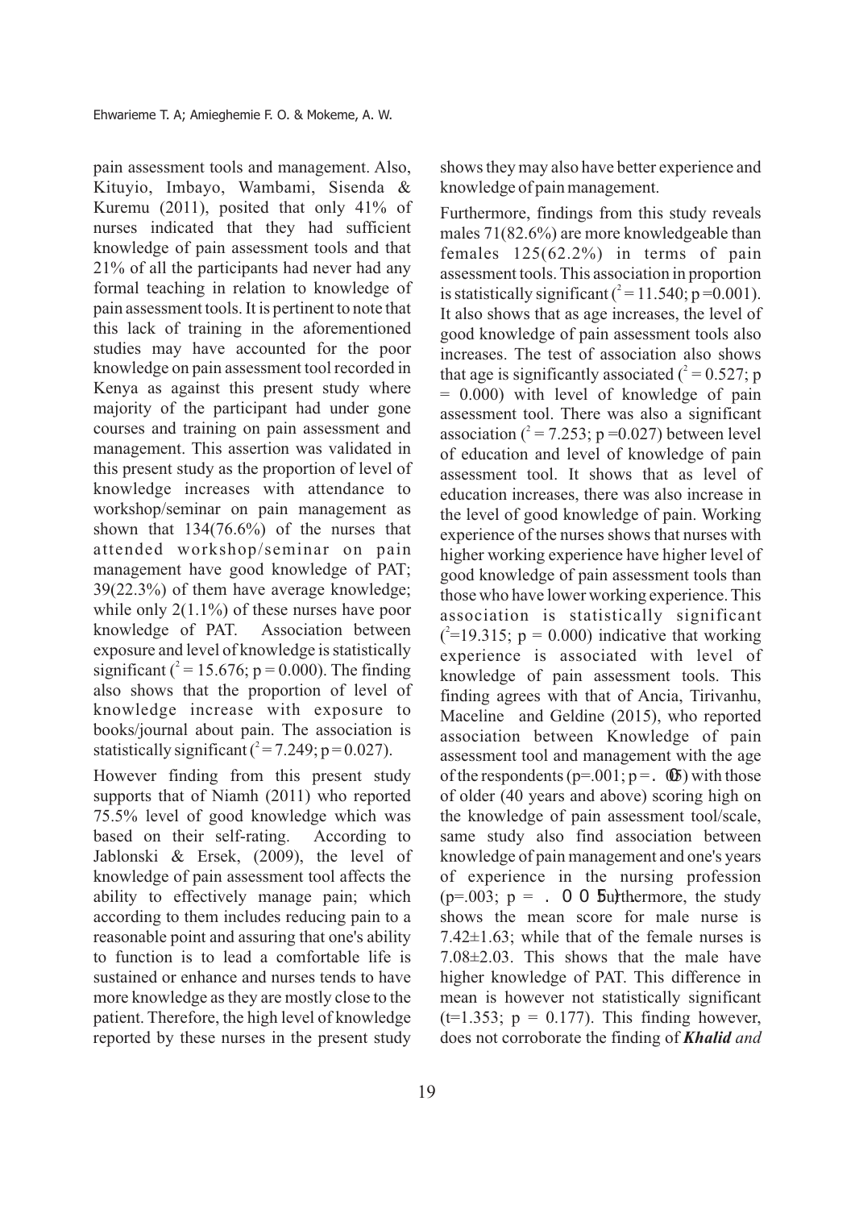pain assessment tools and management. Also, Kituyio, Imbayo, Wambami, Sisenda & Kuremu (2011), posited that only 41% of nurses indicated that they had sufficient knowledge of pain assessment tools and that 21% of all the participants had never had any formal teaching in relation to knowledge of pain assessment tools. It is pertinent to note that this lack of training in the aforementioned studies may have accounted for the poor knowledge on pain assessment tool recorded in Kenya as against this present study where majority of the participant had under gone courses and training on pain assessment and management. This assertion was validated in this present study as the proportion of level of knowledge increases with attendance to workshop/seminar on pain management as shown that 134(76.6%) of the nurses that attended workshop/seminar on pain management have good knowledge of PAT; 39(22.3%) of them have average knowledge; while only 2(1.1%) of these nurses have poor knowledge of PAT. Association between exposure and level of knowledge is statistically significant ($^2$ = 15.676; p = 0.000). The finding also shows that the proportion of level of knowledge increase with exposure to books/journal about pain. The association is statistically significant ($^2$ = 7.249; p = 0.027).

However finding from this present study supports that of Niamh (2011) who reported 75.5% level of good knowledge which was based on their self-rating. According to Jablonski & Ersek, (2009), the level of knowledge of pain assessment tool affects the ability to effectively manage pain; which according to them includes reducing pain to a reasonable point and assuring that one's ability to function is to lead a comfortable life is sustained or enhance and nurses tends to have more knowledge as they are mostly close to the patient. Therefore, the high level of knowledge reported by these nurses in the present study shows they may also have better experience and knowledge of pain management.

Furthermore, findings from this study reveals males 71(82.6%) are more knowledgeable than females 125(62.2%) in terms of pain assessment tools. This association in proportion is statistically significant ($^2$ = 11.540; p =0.001). It also shows that as age increases, the level of good knowledge of pain assessment tools also increases. The test of association also shows that age is significantly associated ($^2$ = 0.527; p = 0.000) with level of knowledge of pain assessment tool. There was also a significant association ($^2$ = 7.253; p =0.027) between level of education and level of knowledge of pain assessment tool. It shows that as level of education increases, there was also increase in the level of good knowledge of pain. Working experience of the nurses shows that nurses with higher working experience have higher level of good knowledge of pain assessment tools than those who have lower working experience. This association is statistically significant ($^2$=19.315; p = 0.000) indicative that working experience is associated with level of knowledge of pain assessment tools. This finding agrees with that of Ancia, Tirivanhu, Maceline and Geldine (2015), who reported association between Knowledge of pain assessment tool and management with the age of the respondents (p=.001; p = .05) with those of older (40 years and above) scoring high on the knowledge of pain assessment tool/scale, same study also find association between knowledge of pain management and one's years of experience in the nursing profession (p=.003; p = .005). Furthermore, the study shows the mean score for male nurse is 7.42±1.63; while that of the female nurses is 7.08±2.03. This shows that the male have higher knowledge of PAT. This difference in mean is however not statistically significant (t=1.353; p = 0.177). This finding however, does not corroborate the finding of ***Khalid** and*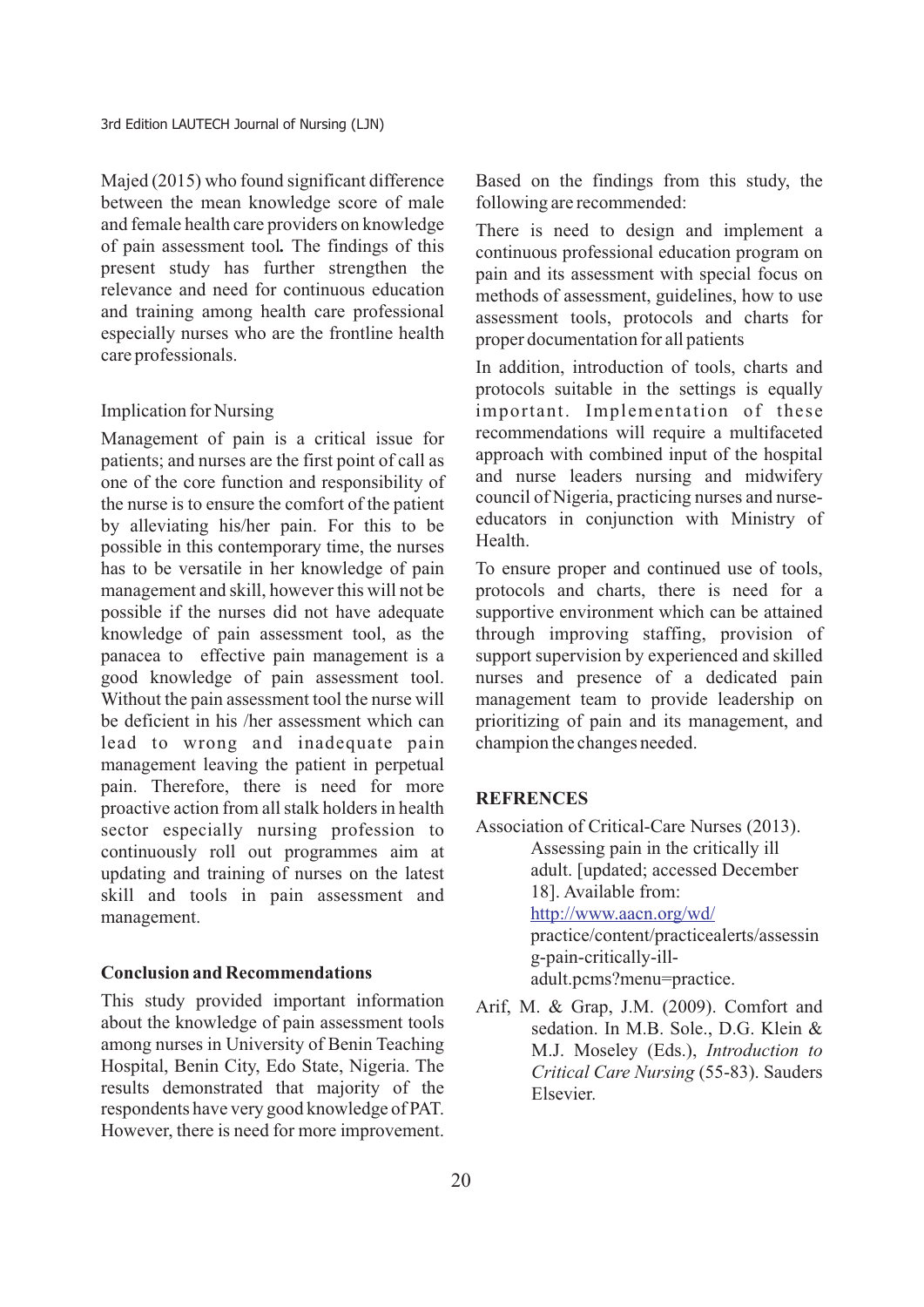Majed (2015) who found significant difference between the mean knowledge score of male and female health care providers on knowledge of pain assessment tool**.** The findings of this present study has further strengthen the relevance and need for continuous education and training among health care professional especially nurses who are the frontline health care professionals.

### Implication for Nursing

Management of pain is a critical issue for patients; and nurses are the first point of call as one of the core function and responsibility of the nurse is to ensure the comfort of the patient by alleviating his/her pain. For this to be possible in this contemporary time, the nurses has to be versatile in her knowledge of pain management and skill, however this will not be possible if the nurses did not have adequate knowledge of pain assessment tool, as the panacea to effective pain management is a good knowledge of pain assessment tool. Without the pain assessment tool the nurse will be deficient in his /her assessment which can lead to wrong and inadequate pain management leaving the patient in perpetual pain. Therefore, there is need for more proactive action from all stalk holders in health sector especially nursing profession to continuously roll out programmes aim at updating and training of nurses on the latest skill and tools in pain assessment and management.

### Conclusion and Recommendations

This study provided important information about the knowledge of pain assessment tools among nurses in University of Benin Teaching Hospital, Benin City, Edo State, Nigeria. The results demonstrated that majority of the respondents have very good knowledge of PAT. However, there is need for more improvement.

Based on the findings from this study, the following are recommended:

There is need to design and implement a continuous professional education program on pain and its assessment with special focus on methods of assessment, guidelines, how to use assessment tools, protocols and charts for proper documentation for all patients

In addition, introduction of tools, charts and protocols suitable in the settings is equally important. Implementation of these recommendations will require a multifaceted approach with combined input of the hospital and nurse leaders nursing and midwifery council of Nigeria, practicing nurses and nurse-educators in conjunction with Ministry of Health.

To ensure proper and continued use of tools, protocols and charts, there is need for a supportive environment which can be attained through improving staffing, provision of support supervision by experienced and skilled nurses and presence of a dedicated pain management team to provide leadership on prioritizing of pain and its management, and champion the changes needed.

## REFRENCES

Association of Critical-Care Nurses (2013). Assessing pain in the critically ill adult. [updated; accessed December 18]. Available from: http://www.aacn.org/wd/practice/content/practicealerts/assessing-pain-critically-ill-adult.pcms?menu=practice.

Arif, M. & Grap, J.M. (2009). Comfort and sedation. In M.B. Sole., D.G. Klein & M.J. Moseley (Eds.), *Introduction to Critical Care Nursing* (55-83). Sauders Elsevier.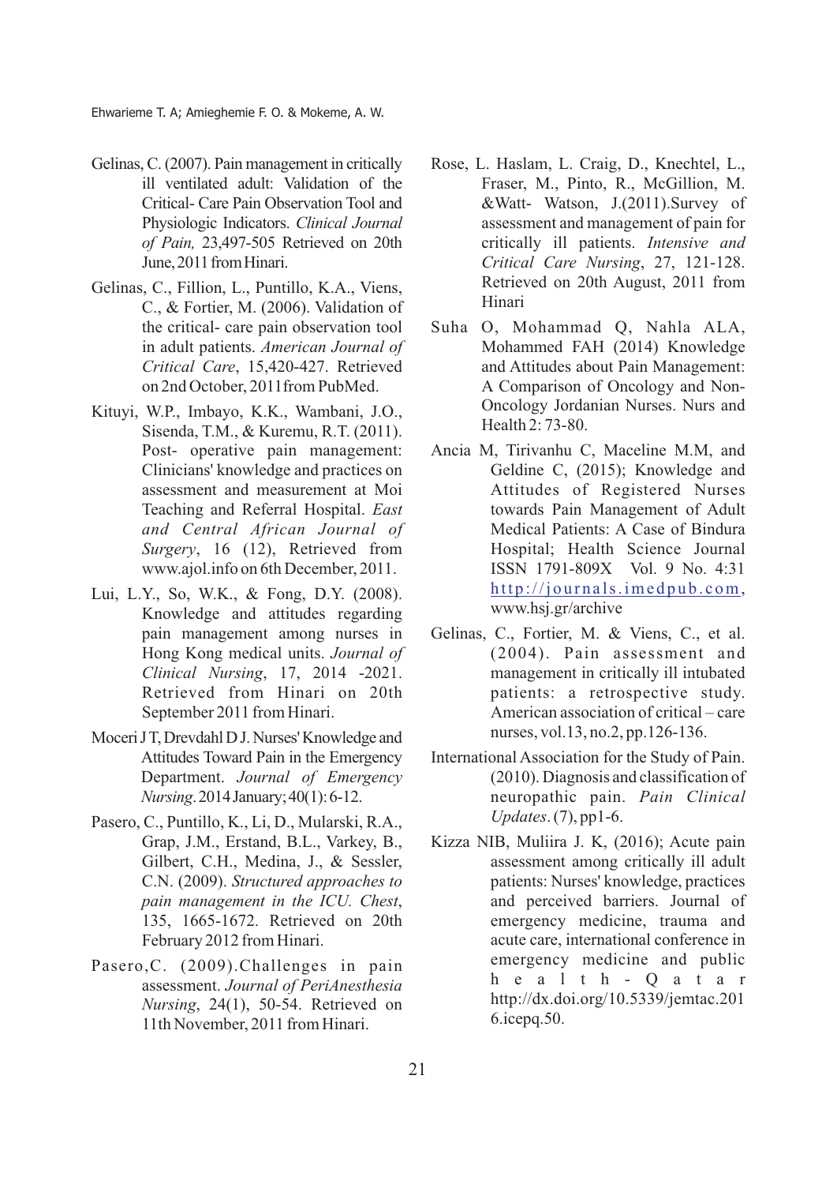Gelinas, C. (2007). Pain management in critically ill ventilated adult: Validation of the Critical- Care Pain Observation Tool and Physiologic Indicators. *Clinical Journal of Pain,* 23,497-505 Retrieved on 20th June, 2011 from Hinari.

Gelinas, C., Fillion, L., Puntillo, K.A., Viens, C., & Fortier, M. (2006). Validation of the critical- care pain observation tool in adult patients. *American Journal of Critical Care*, 15,420-427. Retrieved on 2nd October, 2011from PubMed.

Kituyi, W.P., Imbayo, K.K., Wambani, J.O., Sisenda, T.M., & Kuremu, R.T. (2011). Post- operative pain management: Clinicians' knowledge and practices on assessment and measurement at Moi Teaching and Referral Hospital. *East and Central African Journal of Surgery*, 16 (12), Retrieved from www.ajol.info on 6th December, 2011.

Lui, L.Y., So, W.K., & Fong, D.Y. (2008). Knowledge and attitudes regarding pain management among nurses in Hong Kong medical units. *Journal of Clinical Nursing*, 17, 2014 -2021. Retrieved from Hinari on 20th September 2011 from Hinari.

Moceri J T, Drevdahl D J. Nurses' Knowledge and Attitudes Toward Pain in the Emergency Department. *Journal of Emergency Nursing*. 2014 January; 40(1): 6-12.

Pasero, C., Puntillo, K., Li, D., Mularski, R.A., Grap, J.M., Erstand, B.L., Varkey, B., Gilbert, C.H., Medina, J., & Sessler, C.N. (2009). *Structured approaches to pain management in the ICU. Chest*, 135, 1665-1672. Retrieved on 20th February 2012 from Hinari.

Pasero,C. (2009).Challenges in pain assessment. *Journal of PeriAnesthesia Nursing*, 24(1), 50-54. Retrieved on 11th November, 2011 from Hinari.

Rose, L. Haslam, L. Craig, D., Knechtel, L., Fraser, M., Pinto, R., McGillion, M. &Watt- Watson, J.(2011).Survey of assessment and management of pain for critically ill patients. *Intensive and Critical Care Nursing*, 27, 121-128. Retrieved on 20th August, 2011 from Hinari

Suha O, Mohammad Q, Nahla ALA, Mohammed FAH (2014) Knowledge and Attitudes about Pain Management: A Comparison of Oncology and Non-Oncology Jordanian Nurses. Nurs and Health 2: 73-80.

Ancia M, Tirivanhu C, Maceline M.M, and Geldine C, (2015); Knowledge and Attitudes of Registered Nurses towards Pain Management of Adult Medical Patients: A Case of Bindura Hospital; Health Science Journal ISSN 1791-809X Vol. 9 No. 4:31 http://journals.imedpub.com, www.hsj.gr/archive

Gelinas, C., Fortier, M. & Viens, C., et al. (2004). Pain assessment and management in critically ill intubated patients: a retrospective study. American association of critical – care nurses, vol.13, no.2, pp.126-136.

International Association for the Study of Pain. (2010). Diagnosis and classification of neuropathic pain. *Pain Clinical Updates*. (7), pp1-6.

Kizza NIB, Muliira J. K, (2016); Acute pain assessment among critically ill adult patients: Nurses' knowledge, practices and perceived barriers. Journal of emergency medicine, trauma and acute care, international conference in emergency medicine and public health-Qatar http://dx.doi.org/10.5339/jemtac.2016.icepq.50.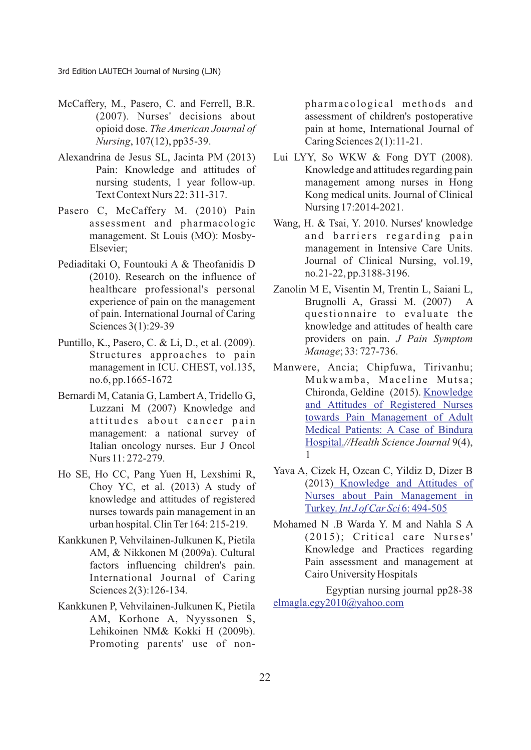McCaffery, M., Pasero, C. and Ferrell, B.R. (2007). Nurses' decisions about opioid dose. *The American Journal of Nursing*, 107(12), pp35-39.

Alexandrina de Jesus SL, Jacinta PM (2013) Pain: Knowledge and attitudes of nursing students, 1 year follow-up. Text Context Nurs 22: 311-317.

Pasero C, McCaffery M. (2010) Pain assessment and pharmacologic management. St Louis (MO): Mosby-Elsevier;

Pediaditaki O, Fountouki A & Theofanidis D (2010). Research on the influence of healthcare professional's personal experience of pain on the management of pain. International Journal of Caring Sciences 3(1):29-39

Puntillo, K., Pasero, C. & Li, D., et al. (2009). Structures approaches to pain management in ICU. CHEST, vol.135, no.6, pp.1665-1672

Bernardi M, Catania G, Lambert A, Tridello G, Luzzani M (2007) Knowledge and attitudes about cancer pain management: a national survey of Italian oncology nurses. Eur J Oncol Nurs 11: 272-279.

Ho SE, Ho CC, Pang Yuen H, Lexshimi R, Choy YC, et al. (2013) A study of knowledge and attitudes of registered nurses towards pain management in an urban hospital. Clin Ter 164: 215-219.

Kankkunen P, Vehvilainen-Julkunen K, Pietila AM, & Nikkonen M (2009a). Cultural factors influencing children's pain. International Journal of Caring Sciences 2(3):126-134.

Kankkunen P, Vehvilainen-Julkunen K, Pietila AM, Korhone A, Nyyssonen S, Lehikoinen NM& Kokki H (2009b). Promoting parents' use of non-pharmacological methods and assessment of children's postoperative pain at home, International Journal of Caring Sciences 2(1):11-21.

Lui LYY, So WKW & Fong DYT (2008). Knowledge and attitudes regarding pain management among nurses in Hong Kong medical units. Journal of Clinical Nursing 17:2014-2021.

Wang, H. & Tsai, Y. 2010. Nurses' knowledge and barriers regarding pain management in Intensive Care Units. Journal of Clinical Nursing, vol.19, no.21-22, pp.3188-3196.

Zanolin M E, Visentin M, Trentin L, Saiani L, Brugnolli A, Grassi M. (2007) A questionnaire to evaluate the knowledge and attitudes of health care providers on pain. *J Pain Symptom Manage*; 33: 727-736.

Manwere, Ancia; Chipfuwa, Tirivanhu; Mukwamba, Maceline Mutsa; Chironda, Geldine (2015). Knowledge and Attitudes of Registered Nurses towards Pain Management of Adult Medical Patients: A Case of Bindura Hospital.//*Health Science Journal* 9(4), 1

Yava A, Cizek H, Ozcan C, Yildiz D, Dizer B (2013) Knowledge and Attitudes of Nurses about Pain Management in Turkey. *Int J of Car Sci* 6: 494-505

Mohamed N .B Warda Y. M and Nahla S A (2015); Critical care Nurses' Knowledge and Practices regarding Pain assessment and management at Cairo University Hospitals

Egyptian nursing journal pp28-38
elmagla.egy2010@yahoo.com